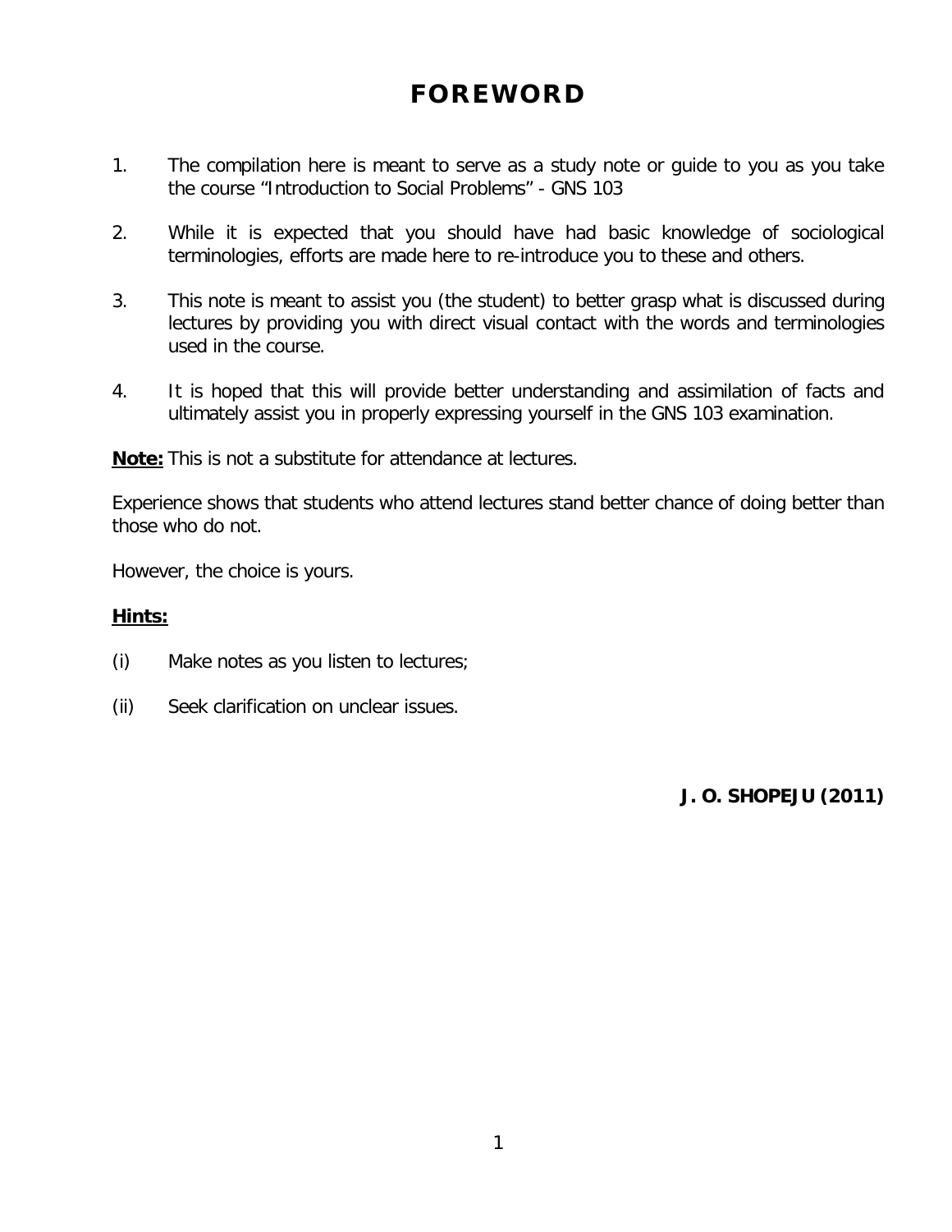# FOREWORD

1. The compilation here is meant to serve as a study note or guide to you as you take the course "Introduction to Social Problems" - GNS 103

2. While it is expected that you should have had basic knowledge of sociological terminologies, efforts are made here to re-introduce you to these and others.

3. This note is meant to assist you (the student) to better grasp what is discussed during lectures by providing you with direct visual contact with the words and terminologies used in the course.

4. It is hoped that this will provide better understanding and assimilation of facts and ultimately assist you in properly expressing yourself in the GNS 103 examination.

**Note:** This is not a substitute for attendance at lectures.

Experience shows that students who attend lectures stand better chance of doing better than those who do not.

However, the choice is yours.

**Hints:**

(i) Make notes as you listen to lectures;

(ii) Seek clarification on unclear issues.

**J. O. SHOPEJU (2011)**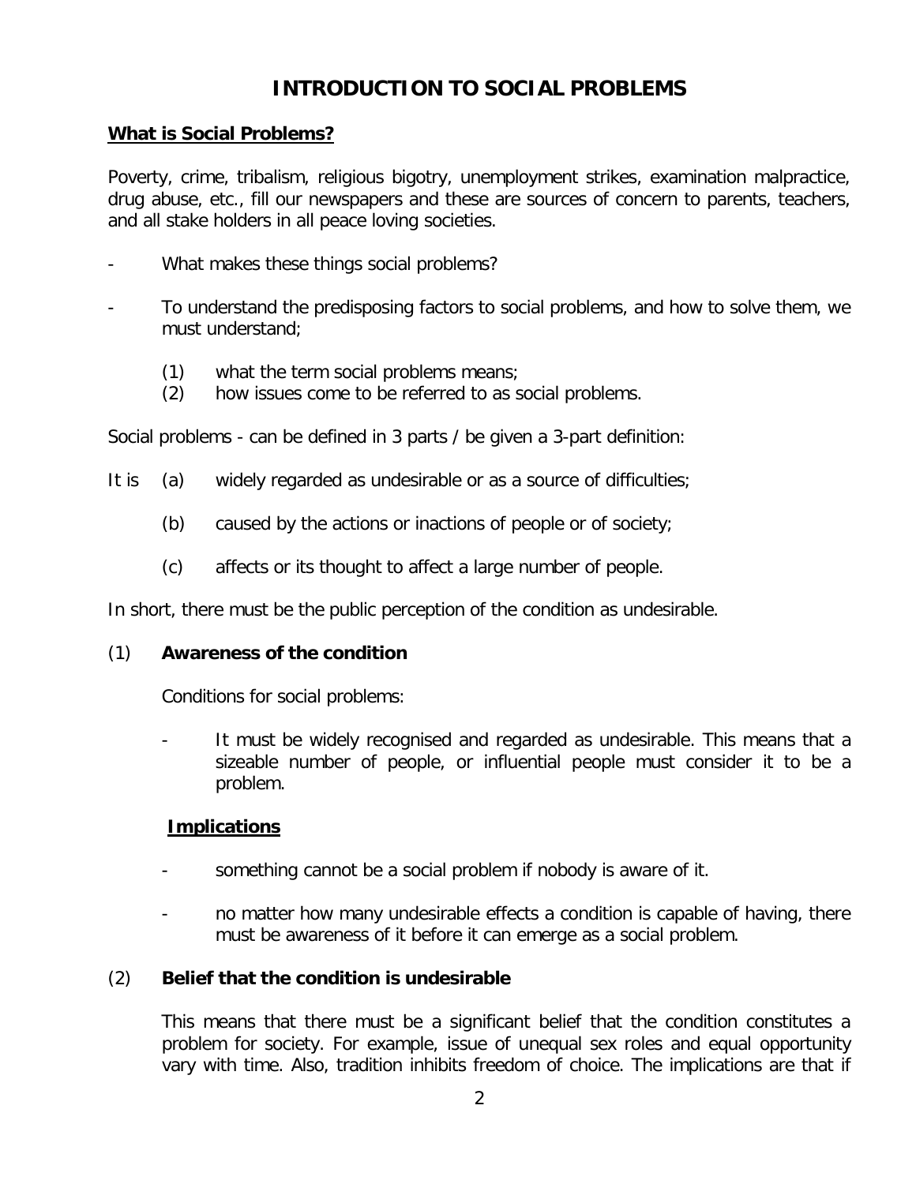# INTRODUCTION TO SOCIAL PROBLEMS

**What is Social Problems?**

Poverty, crime, tribalism, religious bigotry, unemployment strikes, examination malpractice, drug abuse, etc., fill our newspapers and these are sources of concern to parents, teachers, and all stake holders in all peace loving societies.

- What makes these things social problems?
- To understand the predisposing factors to social problems, and how to solve them, we must understand;
  1. what the term social problems means;
  2. how issues come to be referred to as social problems.

Social problems - can be defined in 3 parts / be given a 3-part definition:

It is
- (a) widely regarded as undesirable or as a source of difficulties;
- (b) caused by the actions or inactions of people or of society;
- (c) affects or its thought to affect a large number of people.

In short, there must be the public perception of the condition as undesirable.

(1) **Awareness of the condition**

Conditions for social problems:

- It must be widely recognised and regarded as undesirable. This means that a sizeable number of people, or influential people must consider it to be a problem.

**Implications**

- something cannot be a social problem if nobody is aware of it.
- no matter how many undesirable effects a condition is capable of having, there must be awareness of it before it can emerge as a social problem.

(2) **Belief that the condition is undesirable**

This means that there must be a significant belief that the condition constitutes a problem for society. For example, issue of unequal sex roles and equal opportunity vary with time. Also, tradition inhibits freedom of choice. The implications are that if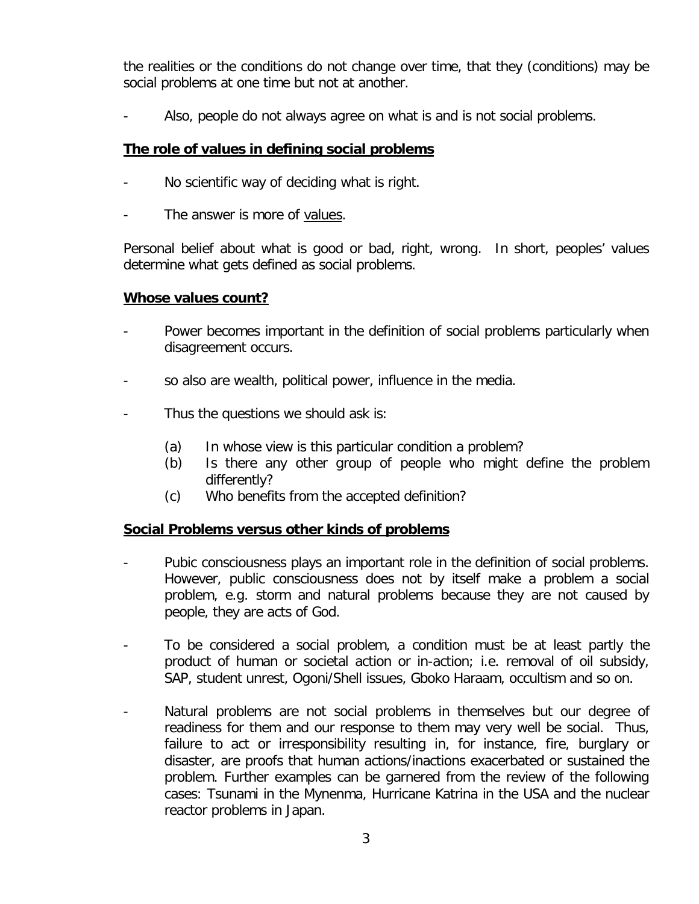the realities or the conditions do not change over time, that they (conditions) may be social problems at one time but not at another.

- Also, people do not always agree on what is and is not social problems.

**The role of values in defining social problems**

- No scientific way of deciding what is right.

- The answer is more of values.

Personal belief about what is good or bad, right, wrong. In short, peoples' values determine what gets defined as social problems.

**Whose values count?**

- Power becomes important in the definition of social problems particularly when disagreement occurs.

- so also are wealth, political power, influence in the media.

- Thus the questions we should ask is:

    (a) In whose view is this particular condition a problem?
    (b) Is there any other group of people who might define the problem differently?
    (c) Who benefits from the accepted definition?

**Social Problems versus other kinds of problems**

- Pubic consciousness plays an important role in the definition of social problems. However, public consciousness does not by itself make a problem a social problem, e.g. storm and natural problems because they are not caused by people, they are acts of God.

- To be considered a social problem, a condition must be at least partly the product of human or societal action or in-action; i.e. removal of oil subsidy, SAP, student unrest, Ogoni/Shell issues, Gboko Haraam, occultism and so on.

- Natural problems are not social problems in themselves but our degree of readiness for them and our response to them may very well be social. Thus, failure to act or irresponsibility resulting in, for instance, fire, burglary or disaster, are proofs that human actions/inactions exacerbated or sustained the problem. Further examples can be garnered from the review of the following cases: Tsunami in the Mynenma, Hurricane Katrina in the USA and the nuclear reactor problems in Japan.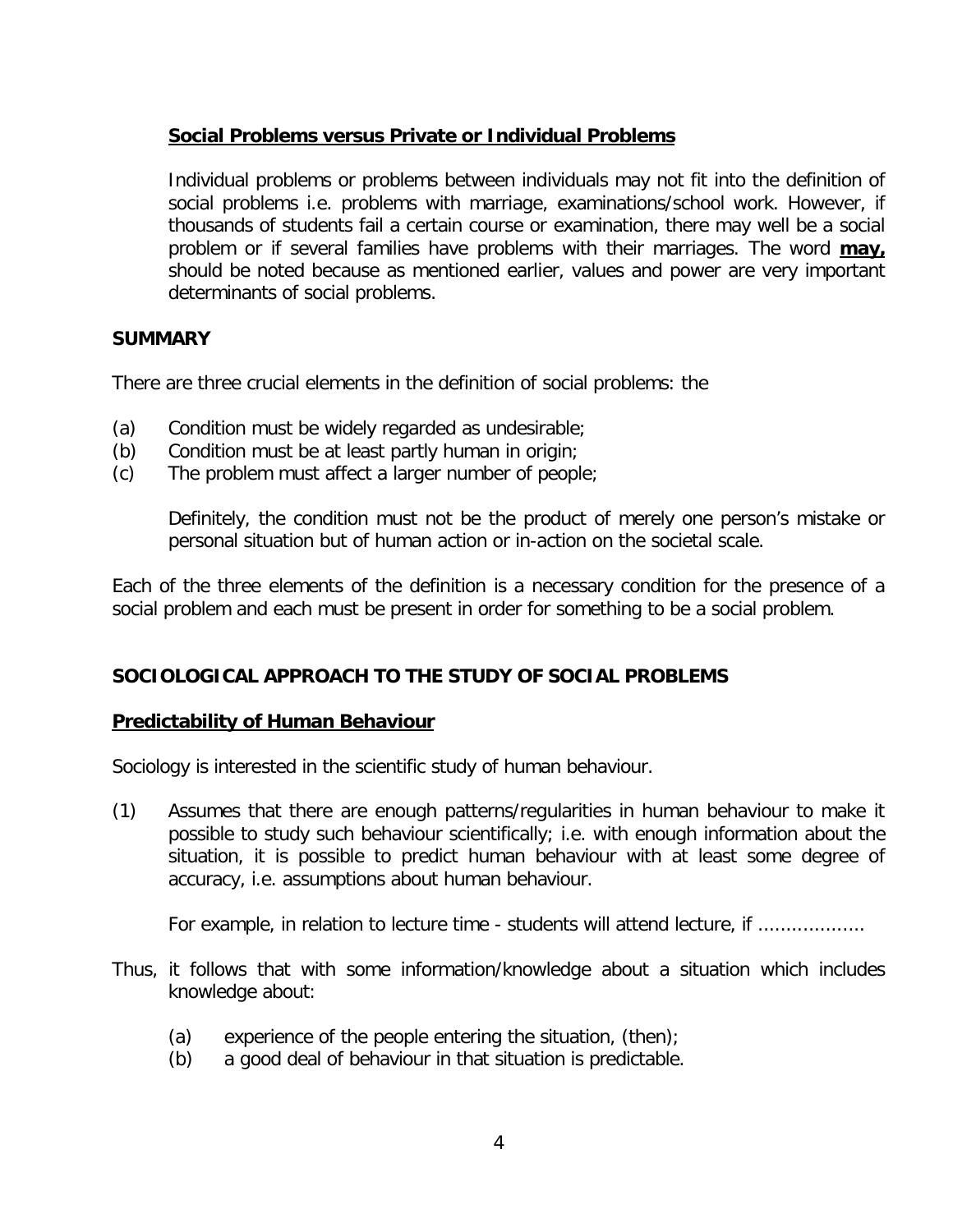**<u>Social Problems versus Private or Individual Problems</u>**

Individual problems or problems between individuals may not fit into the definition of social problems i.e. problems with marriage, examinations/school work. However, if thousands of students fail a certain course or examination, there may well be a social problem or if several families have problems with their marriages. The word **<u>may,</u>** should be noted because as mentioned earlier, values and power are very important determinants of social problems.

**SUMMARY**

There are three crucial elements in the definition of social problems: the

(a) Condition must be widely regarded as undesirable;
(b) Condition must be at least partly human in origin;
(c) The problem must affect a larger number of people;

Definitely, the condition must not be the product of merely one person's mistake or personal situation but of human action or in-action on the societal scale.

Each of the three elements of the definition is a necessary condition for the presence of a social problem and each must be present in order for something to be a social problem.

**SOCIOLOGICAL APPROACH TO THE STUDY OF SOCIAL PROBLEMS**

**<u>Predictability of Human Behaviour</u>**

Sociology is interested in the scientific study of human behaviour.

(1) Assumes that there are enough patterns/regularities in human behaviour to make it possible to study such behaviour scientifically; i.e. with enough information about the situation, it is possible to predict human behaviour with at least some degree of accuracy, i.e. assumptions about human behaviour.

For example, in relation to lecture time - students will attend lecture, if ...................

Thus, it follows that with some information/knowledge about a situation which includes knowledge about:

(a) experience of the people entering the situation, (then);
(b) a good deal of behaviour in that situation is predictable.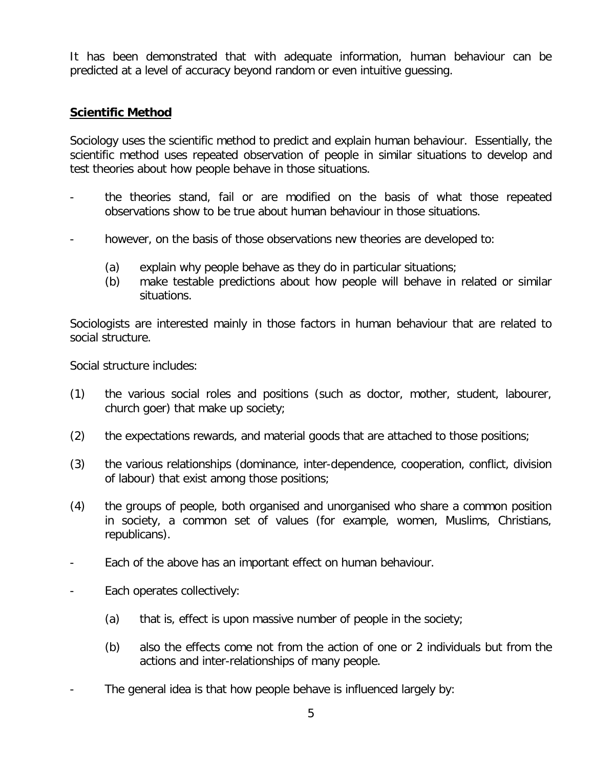It has been demonstrated that with adequate information, human behaviour can be predicted at a level of accuracy beyond random or even intuitive guessing.

**Scientific Method**

Sociology uses the scientific method to predict and explain human behaviour. Essentially, the scientific method uses repeated observation of people in similar situations to develop and test theories about how people behave in those situations.

- the theories stand, fail or are modified on the basis of what those repeated observations show to be true about human behaviour in those situations.
- however, on the basis of those observations new theories are developed to:
    - (a) explain why people behave as they do in particular situations;
    - (b) make testable predictions about how people will behave in related or similar situations.

Sociologists are interested mainly in those factors in human behaviour that are related to social structure.

Social structure includes:

(1) the various social roles and positions (such as doctor, mother, student, labourer, church goer) that make up society;

(2) the expectations rewards, and material goods that are attached to those positions;

(3) the various relationships (dominance, inter-dependence, cooperation, conflict, division of labour) that exist among those positions;

(4) the groups of people, both organised and unorganised who share a common position in society, a common set of values (for example, women, Muslims, Christians, republicans).

- Each of the above has an important effect on human behaviour.
- Each operates collectively:
    - (a) that is, effect is upon massive number of people in the society;
    - (b) also the effects come not from the action of one or 2 individuals but from the actions and inter-relationships of many people.
- The general idea is that how people behave is influenced largely by: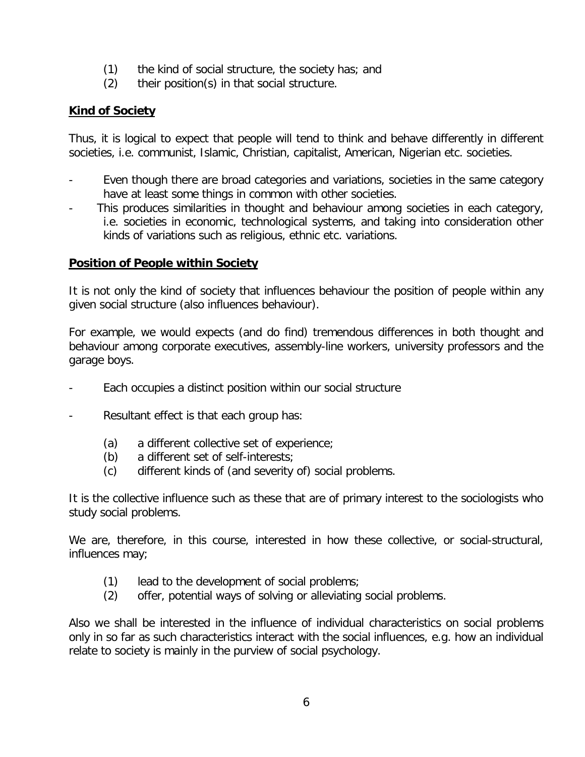(1) the kind of social structure, the society has; and
(2) their position(s) in that social structure.

**Kind of Society**

Thus, it is logical to expect that people will tend to think and behave differently in different societies, i.e. communist, Islamic, Christian, capitalist, American, Nigerian etc. societies.

- Even though there are broad categories and variations, societies in the same category have at least some things in common with other societies.
- This produces similarities in thought and behaviour among societies in each category, i.e. societies in economic, technological systems, and taking into consideration other kinds of variations such as religious, ethnic etc. variations.

**Position of People within Society**

It is not only the kind of society that influences behaviour the position of people within any given social structure (also influences behaviour).

For example, we would expects (and do find) tremendous differences in both thought and behaviour among corporate executives, assembly-line workers, university professors and the garage boys.

- Each occupies a distinct position within our social structure
- Resultant effect is that each group has:
    - (a) a different collective set of experience;
    - (b) a different set of self-interests;
    - (c) different kinds of (and severity of) social problems.

It is the collective influence such as these that are of primary interest to the sociologists who study social problems.

We are, therefore, in this course, interested in how these collective, or social-structural, influences may;

(1) lead to the development of social problems;
(2) offer, potential ways of solving or alleviating social problems.

Also we shall be interested in the influence of individual characteristics on social problems only in so far as such characteristics interact with the social influences, e.g. how an individual relate to society is mainly in the purview of social psychology.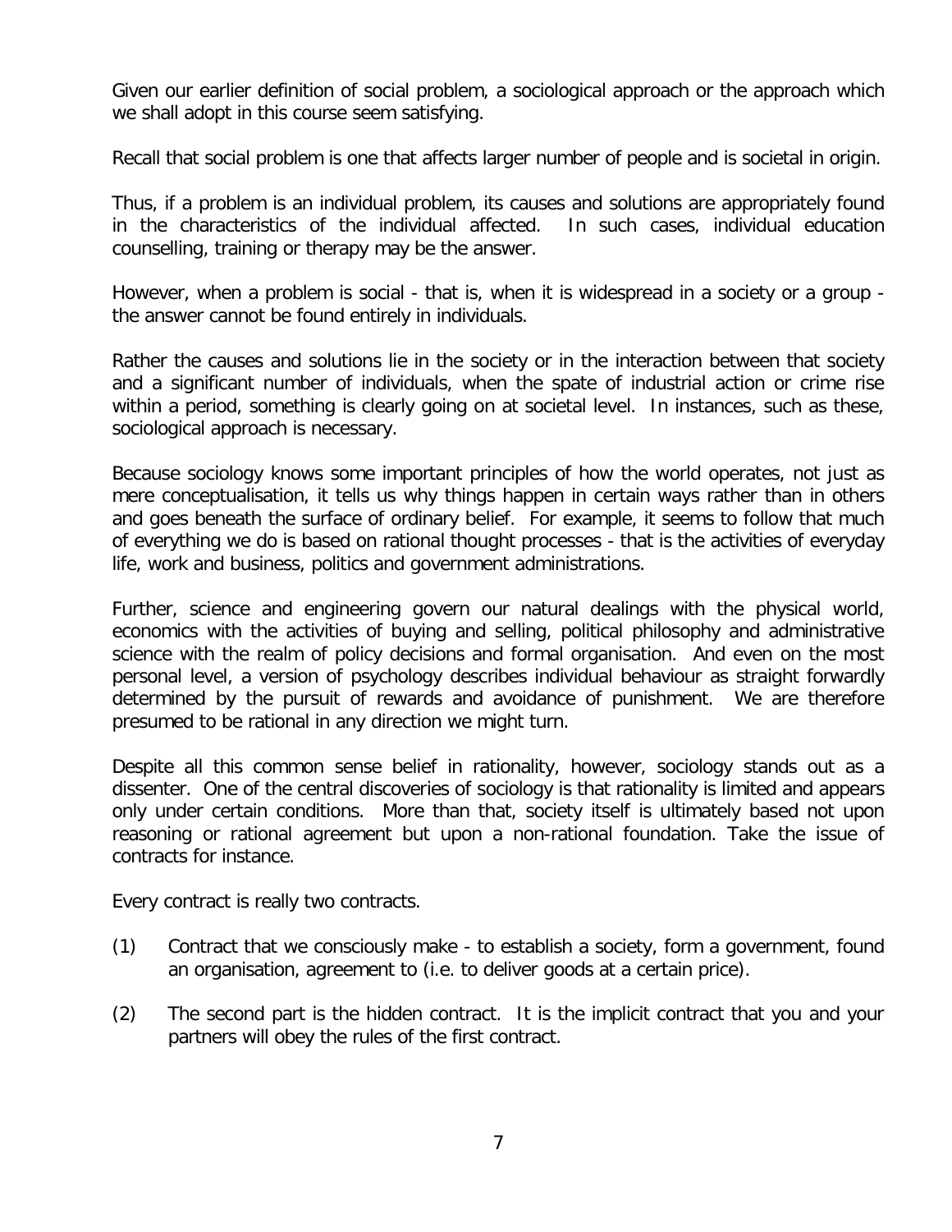Given our earlier definition of social problem, a sociological approach or the approach which we shall adopt in this course seem satisfying.

Recall that social problem is one that affects larger number of people and is societal in origin.

Thus, if a problem is an individual problem, its causes and solutions are appropriately found in the characteristics of the individual affected. In such cases, individual education counselling, training or therapy may be the answer.

However, when a problem is social - that is, when it is widespread in a society or a group - the answer cannot be found entirely in individuals.

Rather the causes and solutions lie in the society or in the interaction between that society and a significant number of individuals, when the spate of industrial action or crime rise within a period, something is clearly going on at societal level. In instances, such as these, sociological approach is necessary.

Because sociology knows some important principles of how the world operates, not just as mere conceptualisation, it tells us why things happen in certain ways rather than in others and goes beneath the surface of ordinary belief. For example, it seems to follow that much of everything we do is based on rational thought processes - that is the activities of everyday life, work and business, politics and government administrations.

Further, science and engineering govern our natural dealings with the physical world, economics with the activities of buying and selling, political philosophy and administrative science with the realm of policy decisions and formal organisation. And even on the most personal level, a version of psychology describes individual behaviour as straight forwardly determined by the pursuit of rewards and avoidance of punishment. We are therefore presumed to be rational in any direction we might turn.

Despite all this common sense belief in rationality, however, sociology stands out as a dissenter. One of the central discoveries of sociology is that rationality is limited and appears only under certain conditions. More than that, society itself is ultimately based not upon reasoning or rational agreement but upon a non-rational foundation. Take the issue of contracts for instance.

Every contract is really two contracts.

(1) Contract that we consciously make - to establish a society, form a government, found an organisation, agreement to (i.e. to deliver goods at a certain price).

(2) The second part is the hidden contract. It is the implicit contract that you and your partners will obey the rules of the first contract.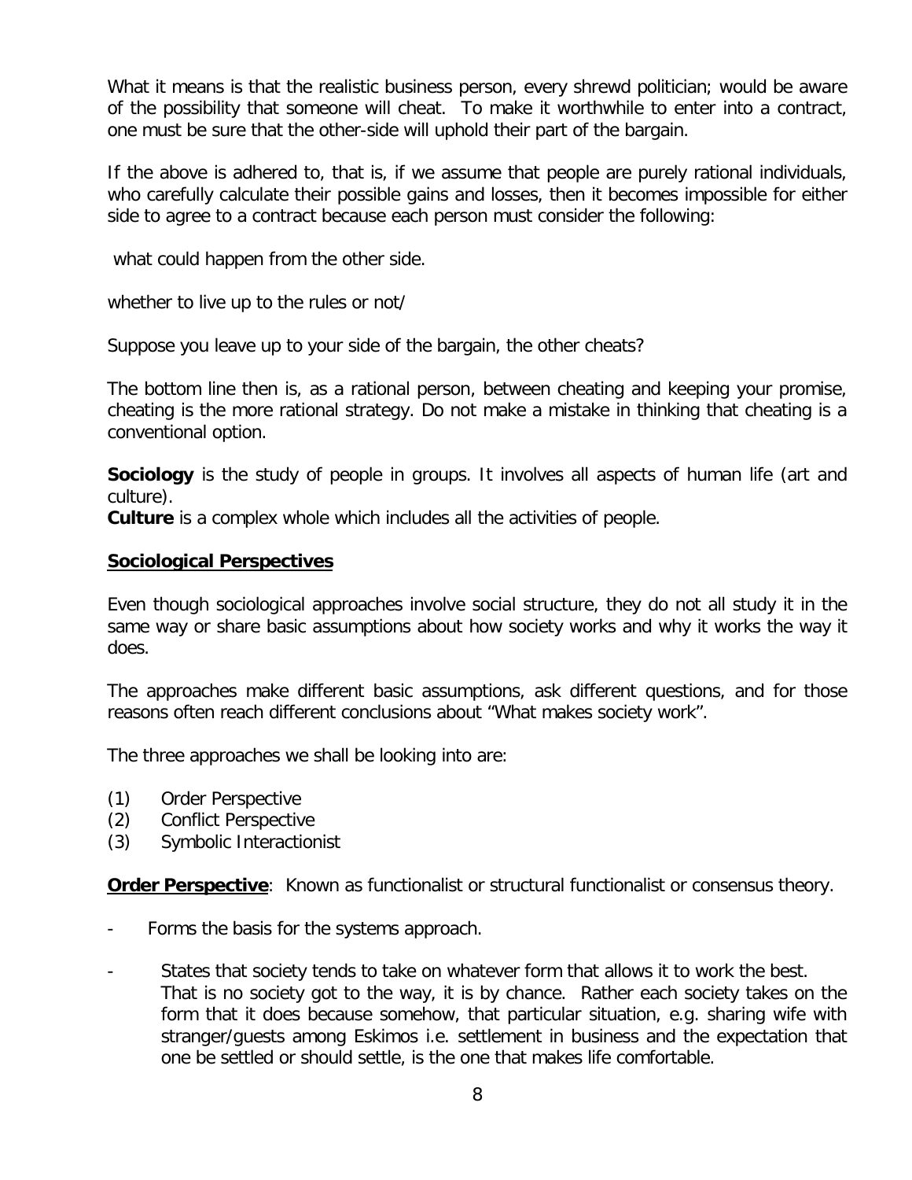What it means is that the realistic business person, every shrewd politician; would be aware of the possibility that someone will cheat. To make it worthwhile to enter into a contract, one must be sure that the other-side will uphold their part of the bargain.

If the above is adhered to, that is, if we assume that people are purely rational individuals, who carefully calculate their possible gains and losses, then it becomes impossible for either side to agree to a contract because each person must consider the following:

what could happen from the other side.

whether to live up to the rules or not/

Suppose you leave up to your side of the bargain, the other cheats?

The bottom line then is, as a rational person, between cheating and keeping your promise, cheating is the more rational strategy. Do not make a mistake in thinking that cheating is a conventional option.

**Sociology** is the study of people in groups. It involves all aspects of human life (art and culture).
**Culture** is a complex whole which includes all the activities of people.

## Sociological Perspectives

Even though sociological approaches involve social structure, they do not all study it in the same way or share basic assumptions about how society works and why it works the way it does.

The approaches make different basic assumptions, ask different questions, and for those reasons often reach different conclusions about "What makes society work".

The three approaches we shall be looking into are:

(1) Order Perspective
(2) Conflict Perspective
(3) Symbolic Interactionist

**Order Perspective**: Known as functionalist or structural functionalist or consensus theory.

- Forms the basis for the systems approach.
- States that society tends to take on whatever form that allows it to work the best. That is no society got to the way, it is by chance. Rather each society takes on the form that it does because somehow, that particular situation, e.g. sharing wife with stranger/guests among Eskimos i.e. settlement in business and the expectation that one be settled or should settle, is the one that makes life comfortable.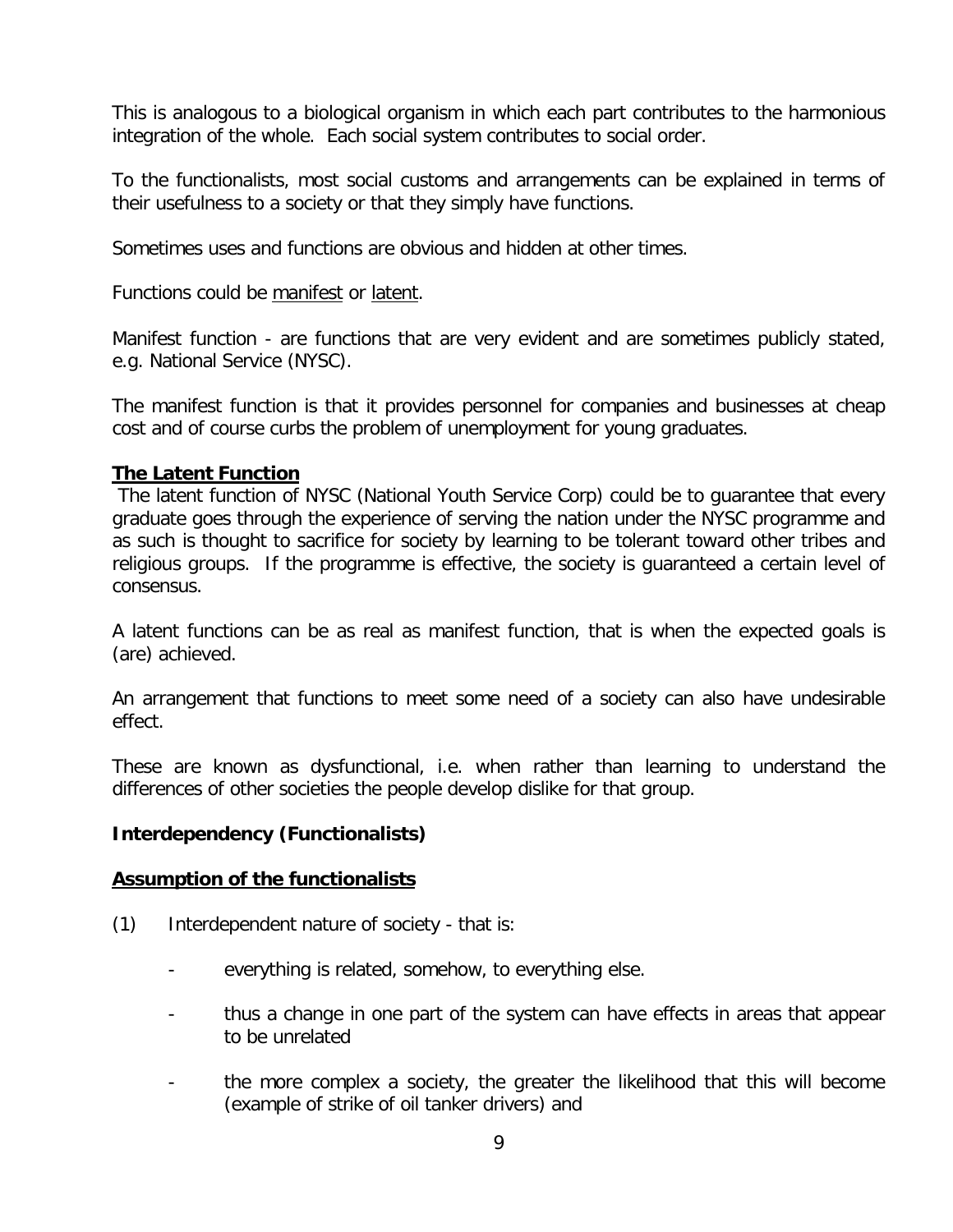This is analogous to a biological organism in which each part contributes to the harmonious integration of the whole. Each social system contributes to social order.

To the functionalists, most social customs and arrangements can be explained in terms of their usefulness to a society or that they simply have functions.

Sometimes uses and functions are obvious and hidden at other times.

Functions could be <u>manifest</u> or <u>latent</u>.

Manifest function - are functions that are very evident and are sometimes publicly stated, e.g. National Service (NYSC).

The manifest function is that it provides personnel for companies and businesses at cheap cost and of course curbs the problem of unemployment for young graduates.

**<u>The Latent Function</u>**

The latent function of NYSC (National Youth Service Corp) could be to guarantee that every graduate goes through the experience of serving the nation under the NYSC programme and as such is thought to sacrifice for society by learning to be tolerant toward other tribes and religious groups. If the programme is effective, the society is guaranteed a certain level of consensus.

A latent functions can be as real as manifest function, that is when the expected goals is (are) achieved.

An arrangement that functions to meet some need of a society can also have undesirable effect.

These are known as dysfunctional, i.e. when rather than learning to understand the differences of other societies the people develop dislike for that group.

**Interdependency (Functionalists)**

**<u>Assumption of the functionalists</u>**

(1) Interdependent nature of society - that is:

- everything is related, somehow, to everything else.
- thus a change in one part of the system can have effects in areas that appear to be unrelated
- the more complex a society, the greater the likelihood that this will become (example of strike of oil tanker drivers) and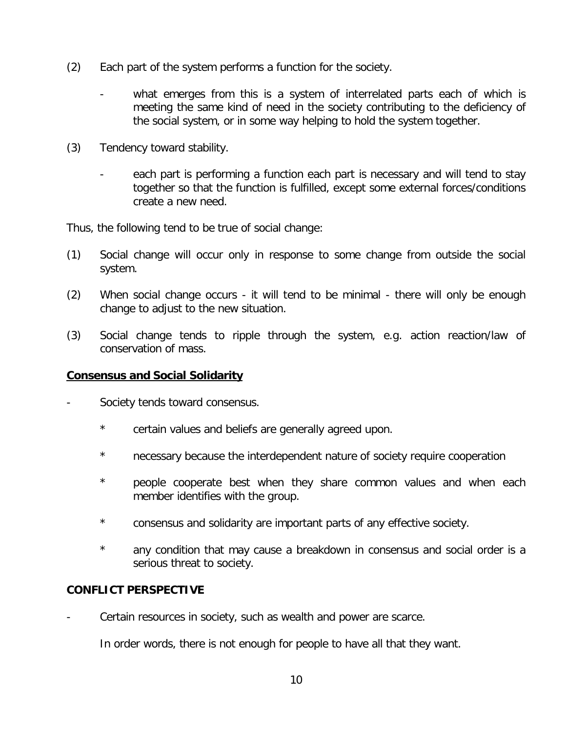(2) Each part of the system performs a function for the society.

- what emerges from this is a system of interrelated parts each of which is meeting the same kind of need in the society contributing to the deficiency of the social system, or in some way helping to hold the system together.

(3) Tendency toward stability.

- each part is performing a function each part is necessary and will tend to stay together so that the function is fulfilled, except some external forces/conditions create a new need.

Thus, the following tend to be true of social change:

(1) Social change will occur only in response to some change from outside the social system.

(2) When social change occurs - it will tend to be minimal - there will only be enough change to adjust to the new situation.

(3) Social change tends to ripple through the system, e.g. action reaction/law of conservation of mass.

**<u>Consensus and Social Solidarity</u>**

- Society tends toward consensus.
  * certain values and beliefs are generally agreed upon.
  * necessary because the interdependent nature of society require cooperation
  * people cooperate best when they share common values and when each member identifies with the group.
  * consensus and solidarity are important parts of any effective society.
  * any condition that may cause a breakdown in consensus and social order is a serious threat to society.

**CONFLICT PERSPECTIVE**

- Certain resources in society, such as wealth and power are scarce.

  In order words, there is not enough for people to have all that they want.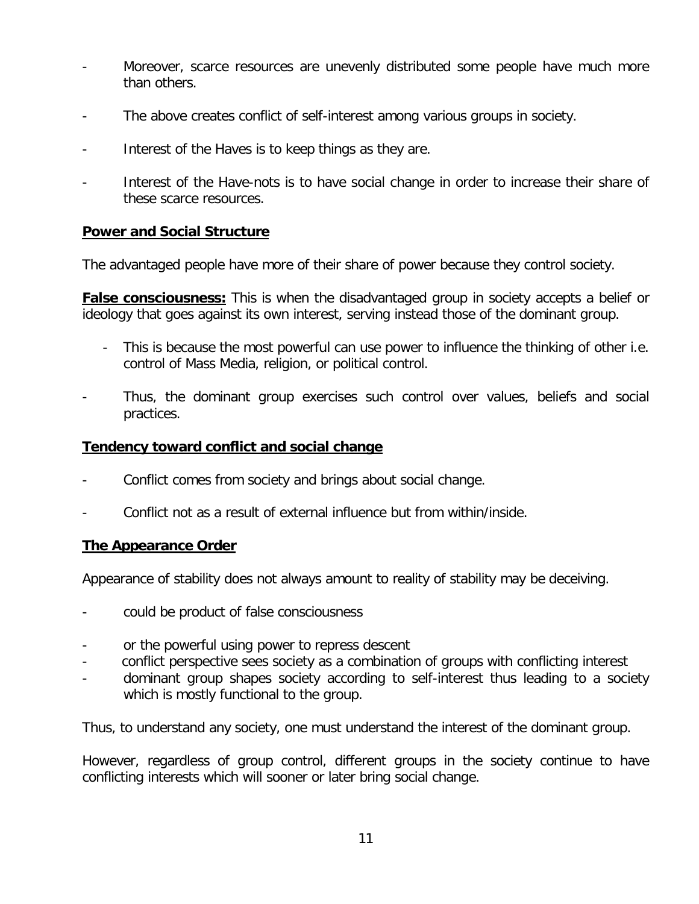- Moreover, scarce resources are unevenly distributed some people have much more than others.
- The above creates conflict of self-interest among various groups in society.
- Interest of the Haves is to keep things as they are.
- Interest of the Have-nots is to have social change in order to increase their share of these scarce resources.

**Power and Social Structure**

The advantaged people have more of their share of power because they control society.

**False consciousness:** This is when the disadvantaged group in society accepts a belief or ideology that goes against its own interest, serving instead those of the dominant group.

- This is because the most powerful can use power to influence the thinking of other i.e. control of Mass Media, religion, or political control.
- Thus, the dominant group exercises such control over values, beliefs and social practices.

**Tendency toward conflict and social change**

- Conflict comes from society and brings about social change.
- Conflict not as a result of external influence but from within/inside.

**The Appearance Order**

Appearance of stability does not always amount to reality of stability may be deceiving.

- could be product of false consciousness
- or the powerful using power to repress descent
- conflict perspective sees society as a combination of groups with conflicting interest
- dominant group shapes society according to self-interest thus leading to a society which is mostly functional to the group.

Thus, to understand any society, one must understand the interest of the dominant group.

However, regardless of group control, different groups in the society continue to have conflicting interests which will sooner or later bring social change.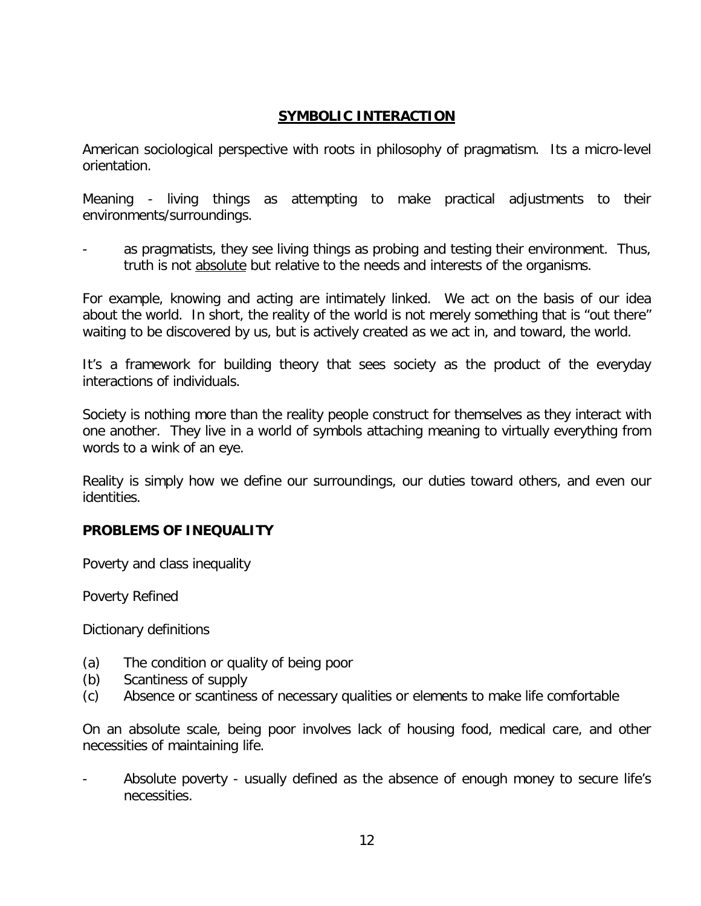## SYMBOLIC INTERACTION

American sociological perspective with roots in philosophy of pragmatism. Its a micro-level orientation.

Meaning - living things as attempting to make practical adjustments to their environments/surroundings.

- as pragmatists, they see living things as probing and testing their environment. Thus, truth is not <u>absolute</u> but relative to the needs and interests of the organisms.

For example, knowing and acting are intimately linked. We act on the basis of our idea about the world. In short, the reality of the world is not merely something that is “out there” waiting to be discovered by us, but is actively created as we act in, and toward, the world.

It’s a framework for building theory that sees society as the product of the everyday interactions of individuals.

Society is nothing more than the reality people construct for themselves as they interact with one another. They live in a world of symbols attaching meaning to virtually everything from words to a wink of an eye.

Reality is simply how we define our surroundings, our duties toward others, and even our identities.

### PROBLEMS OF INEQUALITY

Poverty and class inequality

Poverty Refined

Dictionary definitions

(a) The condition or quality of being poor
(b) Scantiness of supply
(c) Absence or scantiness of necessary qualities or elements to make life comfortable

On an absolute scale, being poor involves lack of housing food, medical care, and other necessities of maintaining life.

- Absolute poverty - usually defined as the absence of enough money to secure life’s necessities.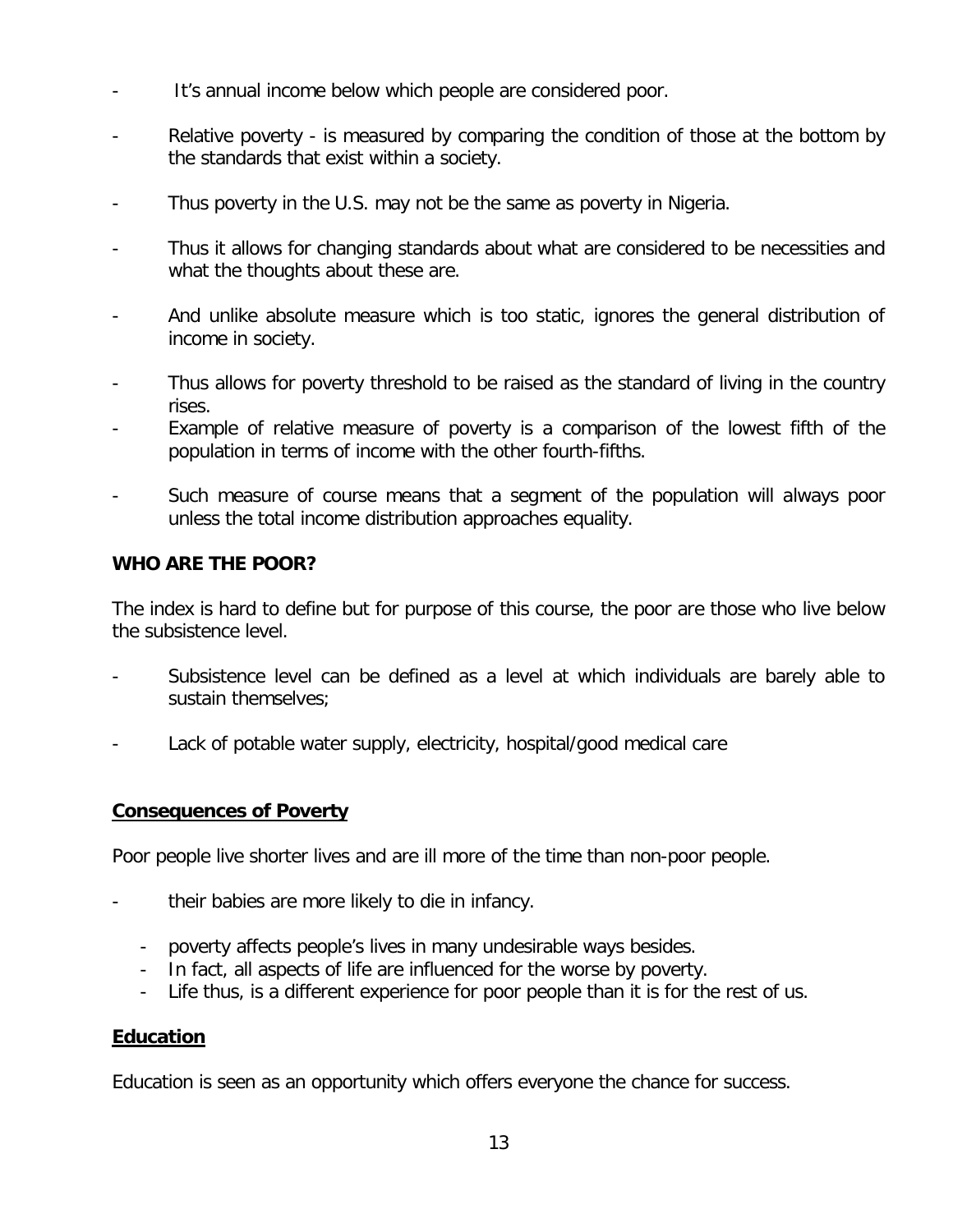- It's annual income below which people are considered poor.
- Relative poverty - is measured by comparing the condition of those at the bottom by the standards that exist within a society.
- Thus poverty in the U.S. may not be the same as poverty in Nigeria.
- Thus it allows for changing standards about what are considered to be necessities and what the thoughts about these are.
- And unlike absolute measure which is too static, ignores the general distribution of income in society.
- Thus allows for poverty threshold to be raised as the standard of living in the country rises.
- Example of relative measure of poverty is a comparison of the lowest fifth of the population in terms of income with the other fourth-fifths.
- Such measure of course means that a segment of the population will always poor unless the total income distribution approaches equality.

**WHO ARE THE POOR?**

The index is hard to define but for purpose of this course, the poor are those who live below the subsistence level.

- Subsistence level can be defined as a level at which individuals are barely able to sustain themselves;
- Lack of potable water supply, electricity, hospital/good medical care

**Consequences of Poverty**

Poor people live shorter lives and are ill more of the time than non-poor people.

- their babies are more likely to die in infancy.
  - poverty affects people's lives in many undesirable ways besides.
  - In fact, all aspects of life are influenced for the worse by poverty.
  - Life thus, is a different experience for poor people than it is for the rest of us.

**Education**

Education is seen as an opportunity which offers everyone the chance for success.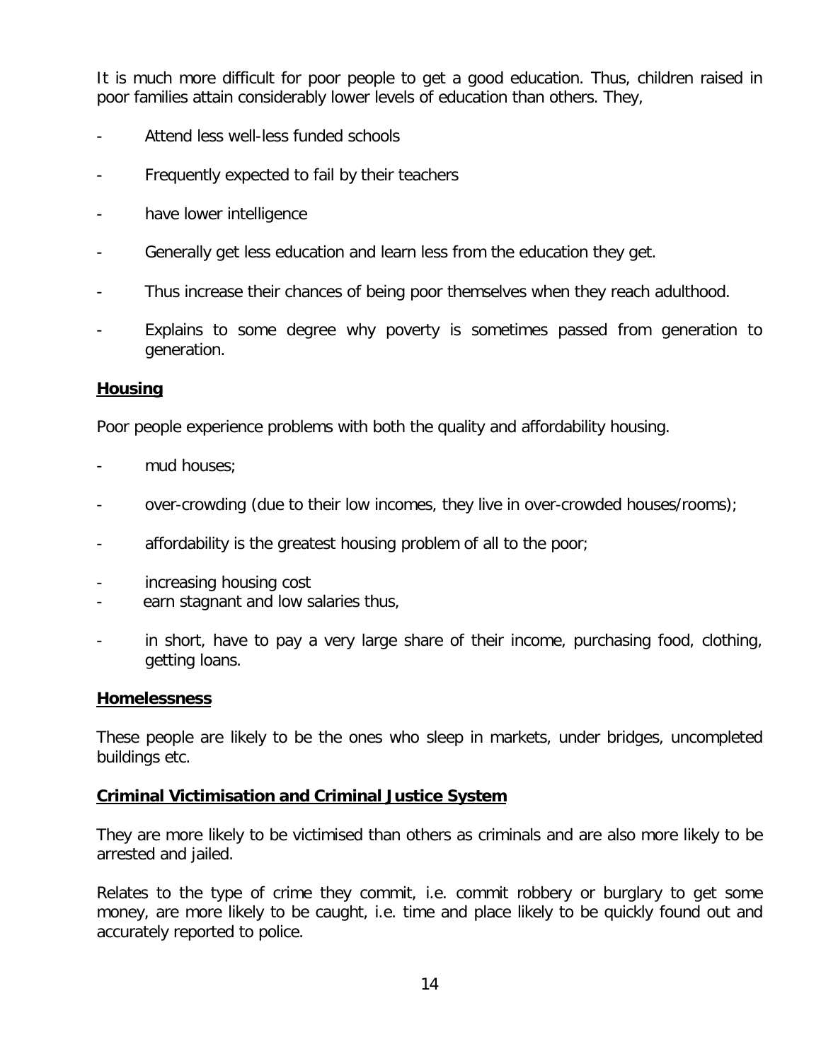It is much more difficult for poor people to get a good education. Thus, children raised in poor families attain considerably lower levels of education than others. They,

- Attend less well-less funded schools
- Frequently expected to fail by their teachers
- have lower intelligence
- Generally get less education and learn less from the education they get.
- Thus increase their chances of being poor themselves when they reach adulthood.
- Explains to some degree why poverty is sometimes passed from generation to generation.

**Housing**

Poor people experience problems with both the quality and affordability housing.

- mud houses;
- over-crowding (due to their low incomes, they live in over-crowded houses/rooms);
- affordability is the greatest housing problem of all to the poor;
- increasing housing cost
- earn stagnant and low salaries thus,
- in short, have to pay a very large share of their income, purchasing food, clothing, getting loans.

**Homelessness**

These people are likely to be the ones who sleep in markets, under bridges, uncompleted buildings etc.

**Criminal Victimisation and Criminal Justice System**

They are more likely to be victimised than others as criminals and are also more likely to be arrested and jailed.

Relates to the type of crime they commit, i.e. commit robbery or burglary to get some money, are more likely to be caught, i.e. time and place likely to be quickly found out and accurately reported to police.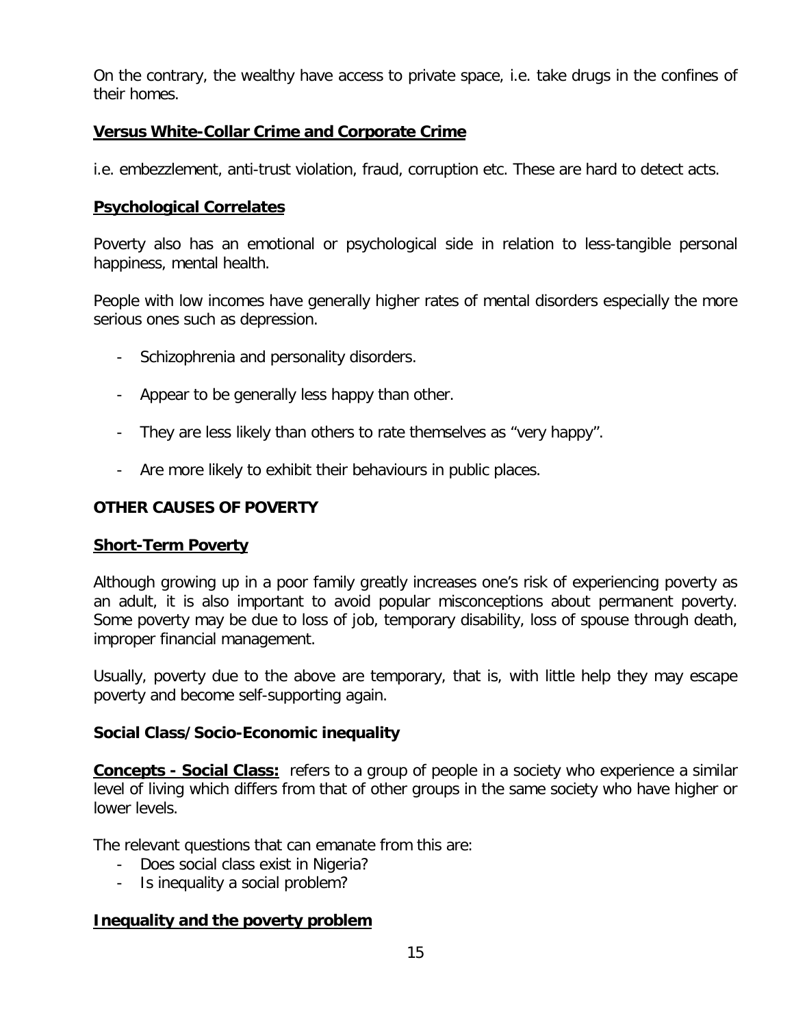On the contrary, the wealthy have access to private space, i.e. take drugs in the confines of their homes.

**Versus White-Collar Crime and Corporate Crime**

i.e. embezzlement, anti-trust violation, fraud, corruption etc. These are hard to detect acts.

**Psychological Correlates**

Poverty also has an emotional or psychological side in relation to less-tangible personal happiness, mental health.

People with low incomes have generally higher rates of mental disorders especially the more serious ones such as depression.

- Schizophrenia and personality disorders.
- Appear to be generally less happy than other.
- They are less likely than others to rate themselves as "very happy".
- Are more likely to exhibit their behaviours in public places.

## OTHER CAUSES OF POVERTY

**Short-Term Poverty**

Although growing up in a poor family greatly increases one's risk of experiencing poverty as an adult, it is also important to avoid popular misconceptions about permanent poverty. Some poverty may be due to loss of job, temporary disability, loss of spouse through death, improper financial management.

Usually, poverty due to the above are temporary, that is, with little help they may escape poverty and become self-supporting again.

**Social Class/Socio-Economic inequality**

**Concepts - Social Class:** refers to a group of people in a society who experience a similar level of living which differs from that of other groups in the same society who have higher or lower levels.

The relevant questions that can emanate from this are:

- Does social class exist in Nigeria?
- Is inequality a social problem?

**Inequality and the poverty problem**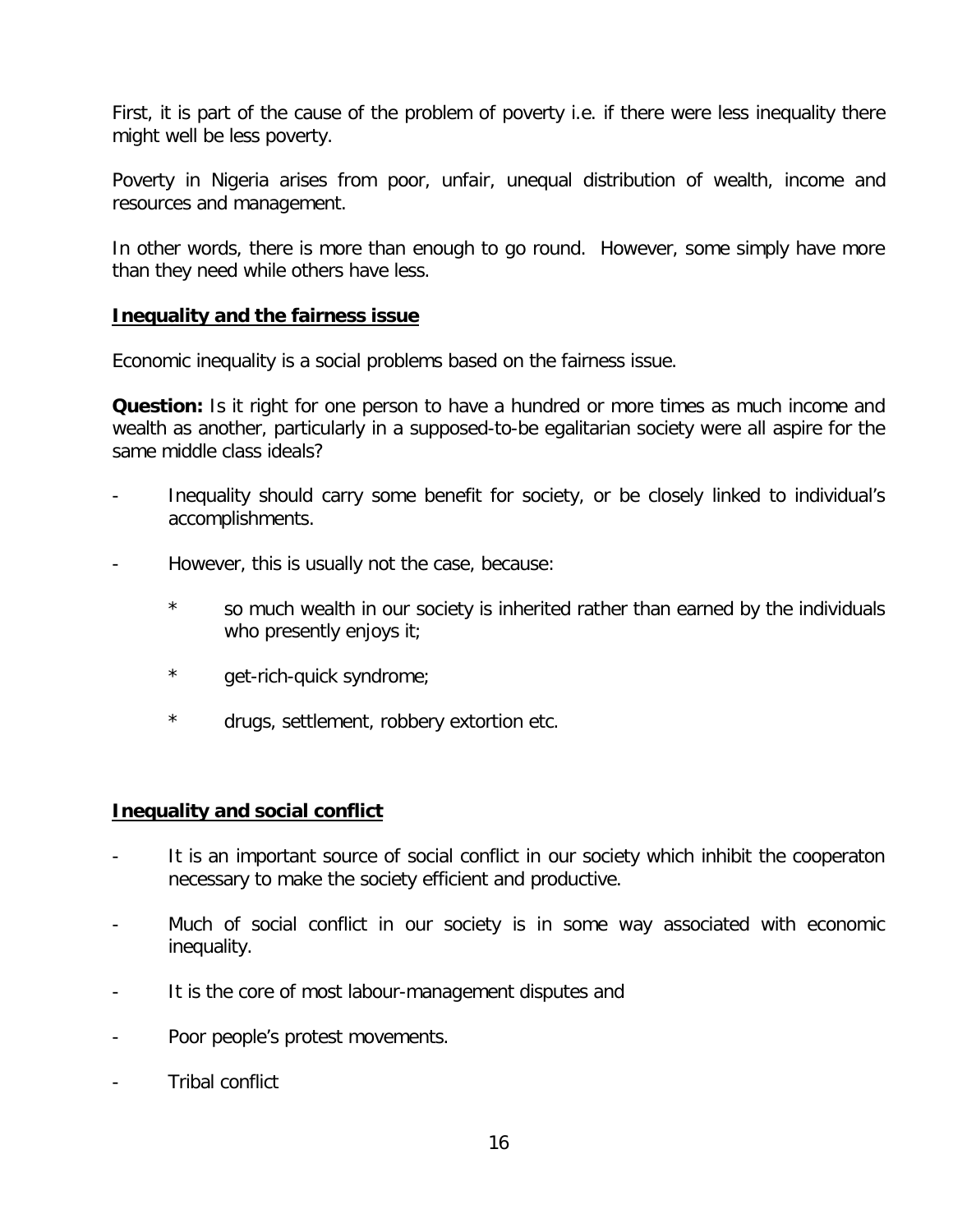First, it is part of the cause of the problem of poverty i.e. if there were less inequality there might well be less poverty.

Poverty in Nigeria arises from poor, unfair, unequal distribution of wealth, income and resources and management.

In other words, there is more than enough to go round. However, some simply have more than they need while others have less.

**Inequality and the fairness issue**

Economic inequality is a social problems based on the fairness issue.

**Question:** Is it right for one person to have a hundred or more times as much income and wealth as another, particularly in a supposed-to-be egalitarian society were all aspire for the same middle class ideals?

- Inequality should carry some benefit for society, or be closely linked to individual's accomplishments.
- However, this is usually not the case, because:
  - so much wealth in our society is inherited rather than earned by the individuals who presently enjoys it;
  - get-rich-quick syndrome;
  - drugs, settlement, robbery extortion etc.

**Inequality and social conflict**

- It is an important source of social conflict in our society which inhibit the cooperaton necessary to make the society efficient and productive.
- Much of social conflict in our society is in some way associated with economic inequality.
- It is the core of most labour-management disputes and
- Poor people's protest movements.
- Tribal conflict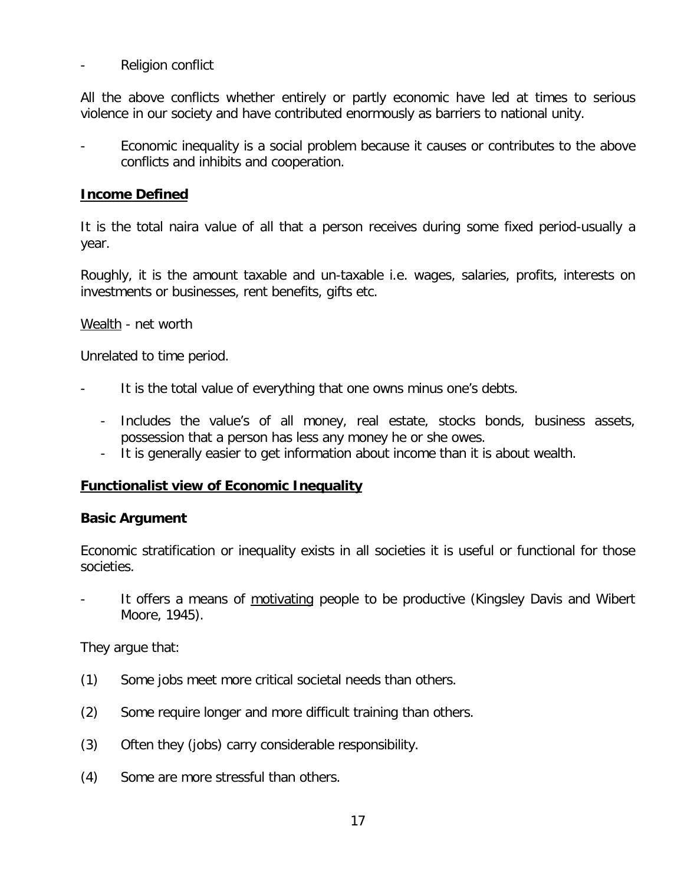- Religion conflict

All the above conflicts whether entirely or partly economic have led at times to serious violence in our society and have contributed enormously as barriers to national unity.

- Economic inequality is a social problem because it causes or contributes to the above conflicts and inhibits and cooperation.

**Income Defined**

It is the total naira value of all that a person receives during some fixed period-usually a year.

Roughly, it is the amount taxable and un-taxable i.e. wages, salaries, profits, interests on investments or businesses, rent benefits, gifts etc.

Wealth - net worth

Unrelated to time period.

- It is the total value of everything that one owns minus one's debts.
  - Includes the value's of all money, real estate, stocks bonds, business assets, possession that a person has less any money he or she owes.
  - It is generally easier to get information about income than it is about wealth.

**Functionalist view of Economic Inequality**

**Basic Argument**

Economic stratification or inequality exists in all societies it is useful or functional for those societies.

- It offers a means of motivating people to be productive (Kingsley Davis and Wibert Moore, 1945).

They argue that:

(1) Some jobs meet more critical societal needs than others.

(2) Some require longer and more difficult training than others.

(3) Often they (jobs) carry considerable responsibility.

(4) Some are more stressful than others.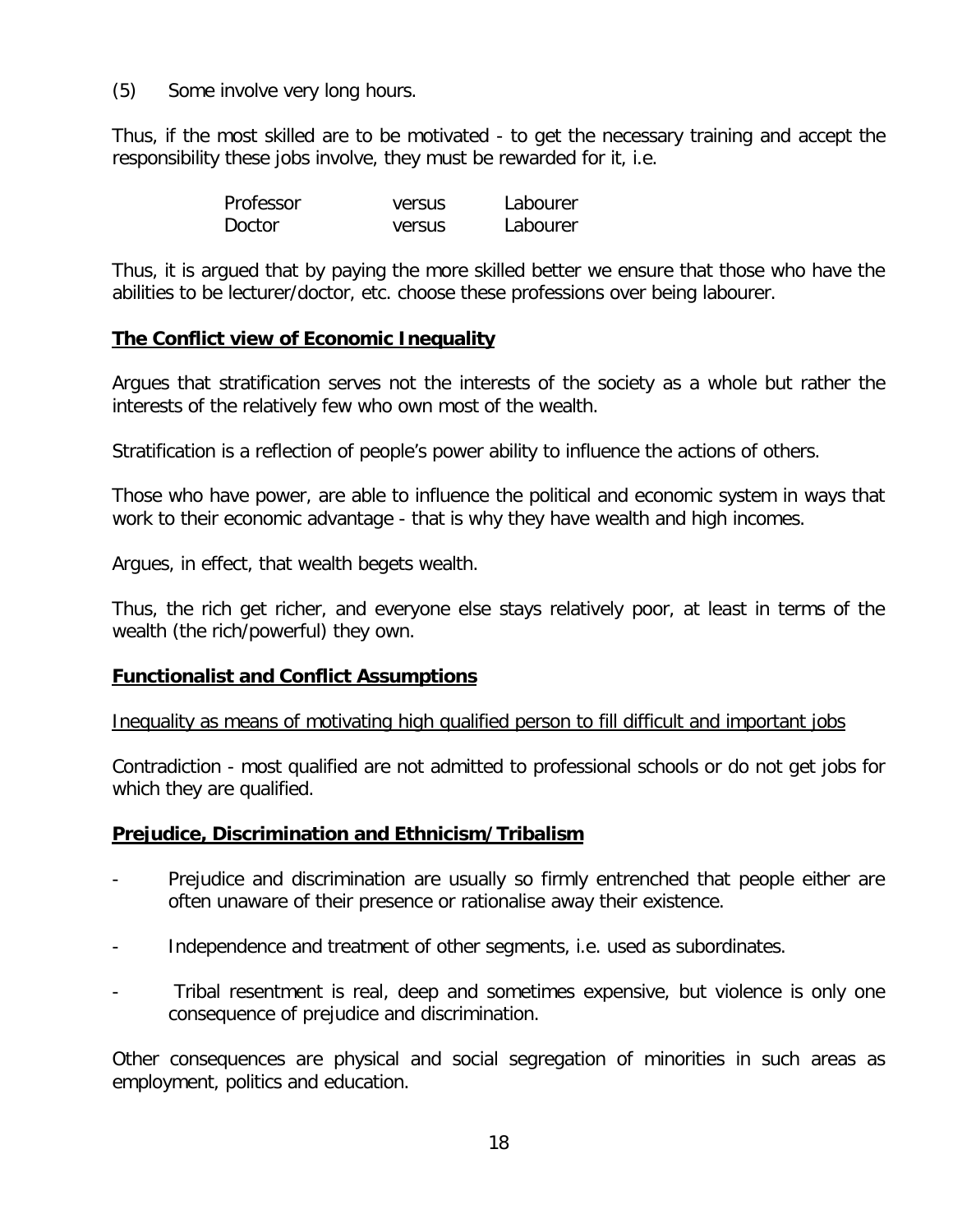(5) Some involve very long hours.

Thus, if the most skilled are to be motivated - to get the necessary training and accept the responsibility these jobs involve, they must be rewarded for it, i.e.

| | | |
|---|---|---|
| Professor | versus | Labourer |
| Doctor | versus | Labourer |

Thus, it is argued that by paying the more skilled better we ensure that those who have the abilities to be lecturer/doctor, etc. choose these professions over being labourer.

**The Conflict view of Economic Inequality**

Argues that stratification serves not the interests of the society as a whole but rather the interests of the relatively few who own most of the wealth.

Stratification is a reflection of people's power ability to influence the actions of others.

Those who have power, are able to influence the political and economic system in ways that work to their economic advantage - that is why they have wealth and high incomes.

Argues, in effect, that wealth begets wealth.

Thus, the rich get richer, and everyone else stays relatively poor, at least in terms of the wealth (the rich/powerful) they own.

**Functionalist and Conflict Assumptions**

Inequality as means of motivating high qualified person to fill difficult and important jobs

Contradiction - most qualified are not admitted to professional schools or do not get jobs for which they are qualified.

**Prejudice, Discrimination and Ethnicism/Tribalism**

- Prejudice and discrimination are usually so firmly entrenched that people either are often unaware of their presence or rationalise away their existence.
- Independence and treatment of other segments, i.e. used as subordinates.
- Tribal resentment is real, deep and sometimes expensive, but violence is only one consequence of prejudice and discrimination.

Other consequences are physical and social segregation of minorities in such areas as employment, politics and education.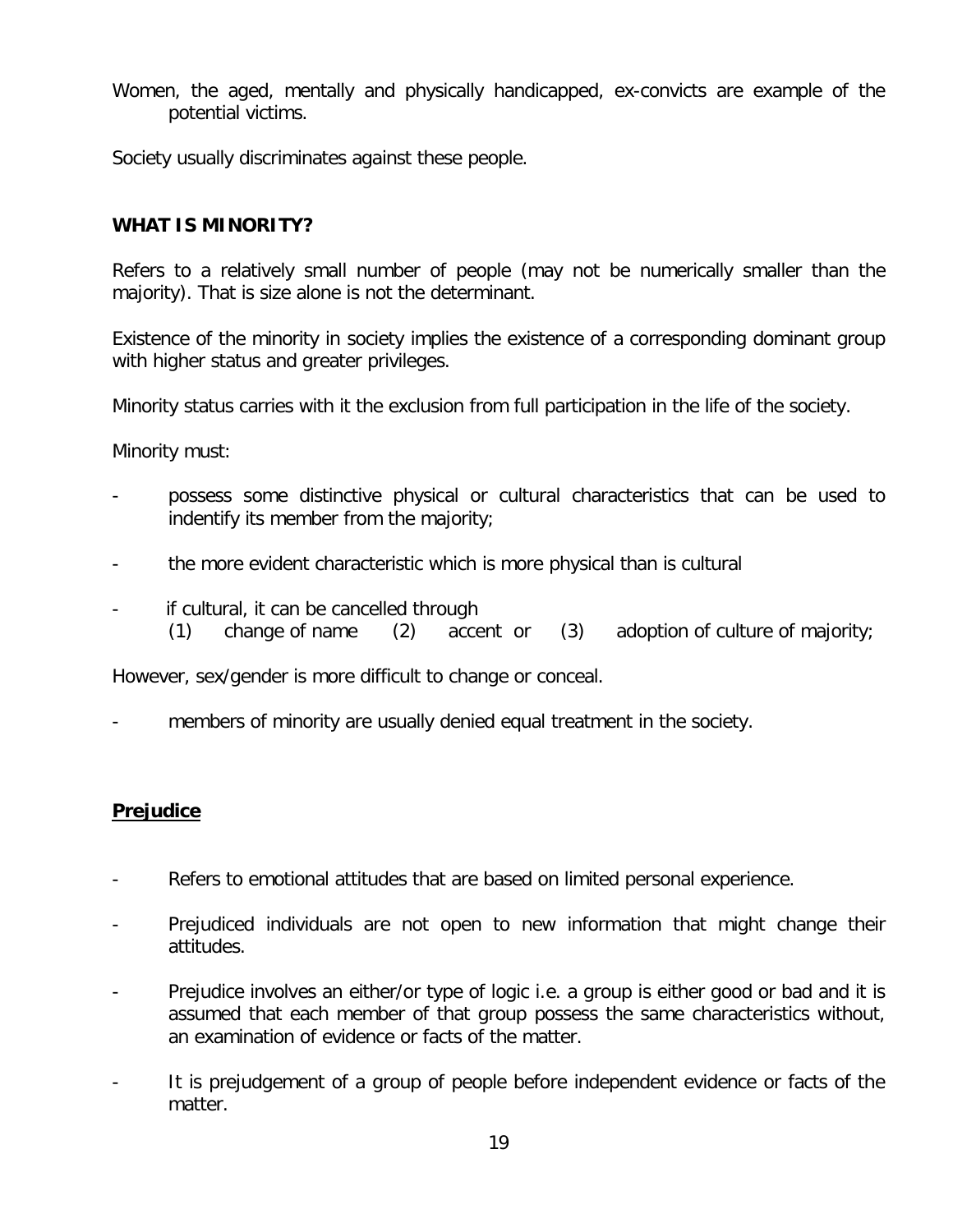Women, the aged, mentally and physically handicapped, ex-convicts are example of the potential victims.

Society usually discriminates against these people.

**WHAT IS MINORITY?**

Refers to a relatively small number of people (may not be numerically smaller than the majority). That is size alone is not the determinant.

Existence of the minority in society implies the existence of a corresponding dominant group with higher status and greater privileges.

Minority status carries with it the exclusion from full participation in the life of the society.

Minority must:

- possess some distinctive physical or cultural characteristics that can be used to indentify its member from the majority;
- the more evident characteristic which is more physical than is cultural
- if cultural, it can be cancelled through
  (1) change of name (2) accent or (3) adoption of culture of majority;

However, sex/gender is more difficult to change or conceal.

- members of minority are usually denied equal treatment in the society.

## Prejudice

- Refers to emotional attitudes that are based on limited personal experience.
- Prejudiced individuals are not open to new information that might change their attitudes.
- Prejudice involves an either/or type of logic i.e. a group is either good or bad and it is assumed that each member of that group possess the same characteristics without, an examination of evidence or facts of the matter.
- It is prejudgement of a group of people before independent evidence or facts of the matter.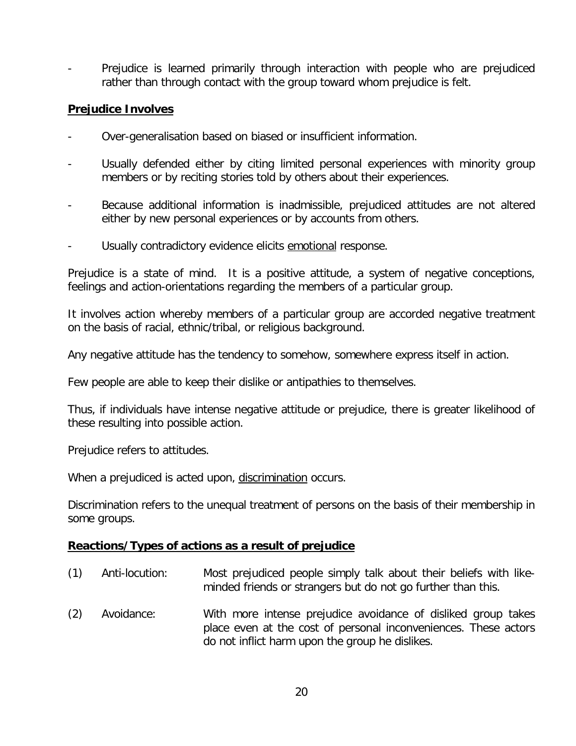- Prejudice is learned primarily through interaction with people who are prejudiced rather than through contact with the group toward whom prejudice is felt.

**<u>Prejudice Involves</u>**

- Over-generalisation based on biased or insufficient information.
- Usually defended either by citing limited personal experiences with minority group members or by reciting stories told by others about their experiences.
- Because additional information is inadmissible, prejudiced attitudes are not altered either by new personal experiences or by accounts from others.
- Usually contradictory evidence elicits <u>emotional</u> response.

Prejudice is a state of mind. It is a positive attitude, a system of negative conceptions, feelings and action-orientations regarding the members of a particular group.

It involves action whereby members of a particular group are accorded negative treatment on the basis of racial, ethnic/tribal, or religious background.

Any negative attitude has the tendency to somehow, somewhere express itself in action.

Few people are able to keep their dislike or antipathies to themselves.

Thus, if individuals have intense negative attitude or prejudice, there is greater likelihood of these resulting into possible action.

Prejudice refers to attitudes.

When a prejudiced is acted upon, <u>discrimination</u> occurs.

Discrimination refers to the unequal treatment of persons on the basis of their membership in some groups.

**<u>Reactions/Types of actions as a result of prejudice</u>**

(1) Anti-locution: Most prejudiced people simply talk about their beliefs with like-minded friends or strangers but do not go further than this.

(2) Avoidance: With more intense prejudice avoidance of disliked group takes place even at the cost of personal inconveniences. These actors do not inflict harm upon the group he dislikes.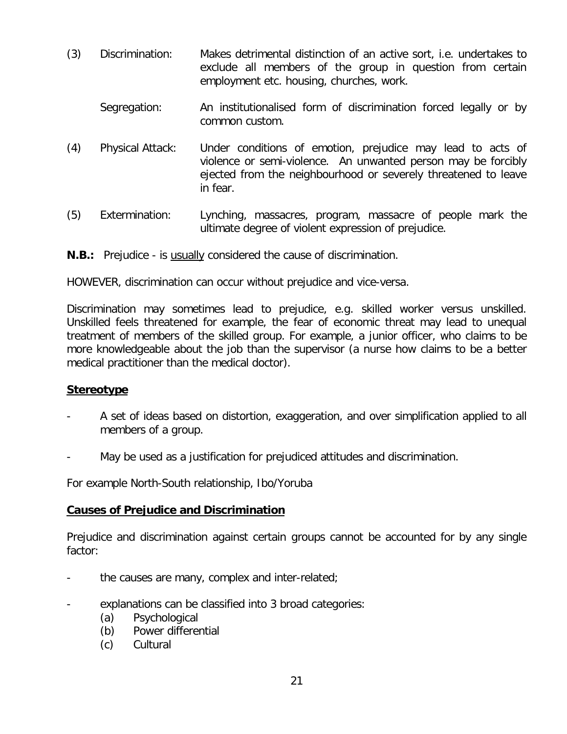(3) Discrimination: Makes detrimental distinction of an active sort, i.e. undertakes to exclude all members of the group in question from certain employment etc. housing, churches, work.

Segregation: An institutionalised form of discrimination forced legally or by common custom.

(4) Physical Attack: Under conditions of emotion, prejudice may lead to acts of violence or semi-violence. An unwanted person may be forcibly ejected from the neighbourhood or severely threatened to leave in fear.

(5) Extermination: Lynching, massacres, program, massacre of people mark the ultimate degree of violent expression of prejudice.

**N.B.:** Prejudice - is <u>usually</u> considered the cause of discrimination.

HOWEVER, discrimination can occur without prejudice and vice-versa.

Discrimination may sometimes lead to prejudice, e.g. skilled worker versus unskilled. Unskilled feels threatened for example, the fear of economic threat may lead to unequal treatment of members of the skilled group. For example, a junior officer, who claims to be more knowledgeable about the job than the supervisor (a nurse how claims to be a better medical practitioner than the medical doctor).

## Stereotype

- A set of ideas based on distortion, exaggeration, and over simplification applied to all members of a group.
- May be used as a justification for prejudiced attitudes and discrimination.

For example North-South relationship, Ibo/Yoruba

## Causes of Prejudice and Discrimination

Prejudice and discrimination against certain groups cannot be accounted for by any single factor:

- the causes are many, complex and inter-related;
- explanations can be classified into 3 broad categories:
    - (a) Psychological
    - (b) Power differential
    - (c) Cultural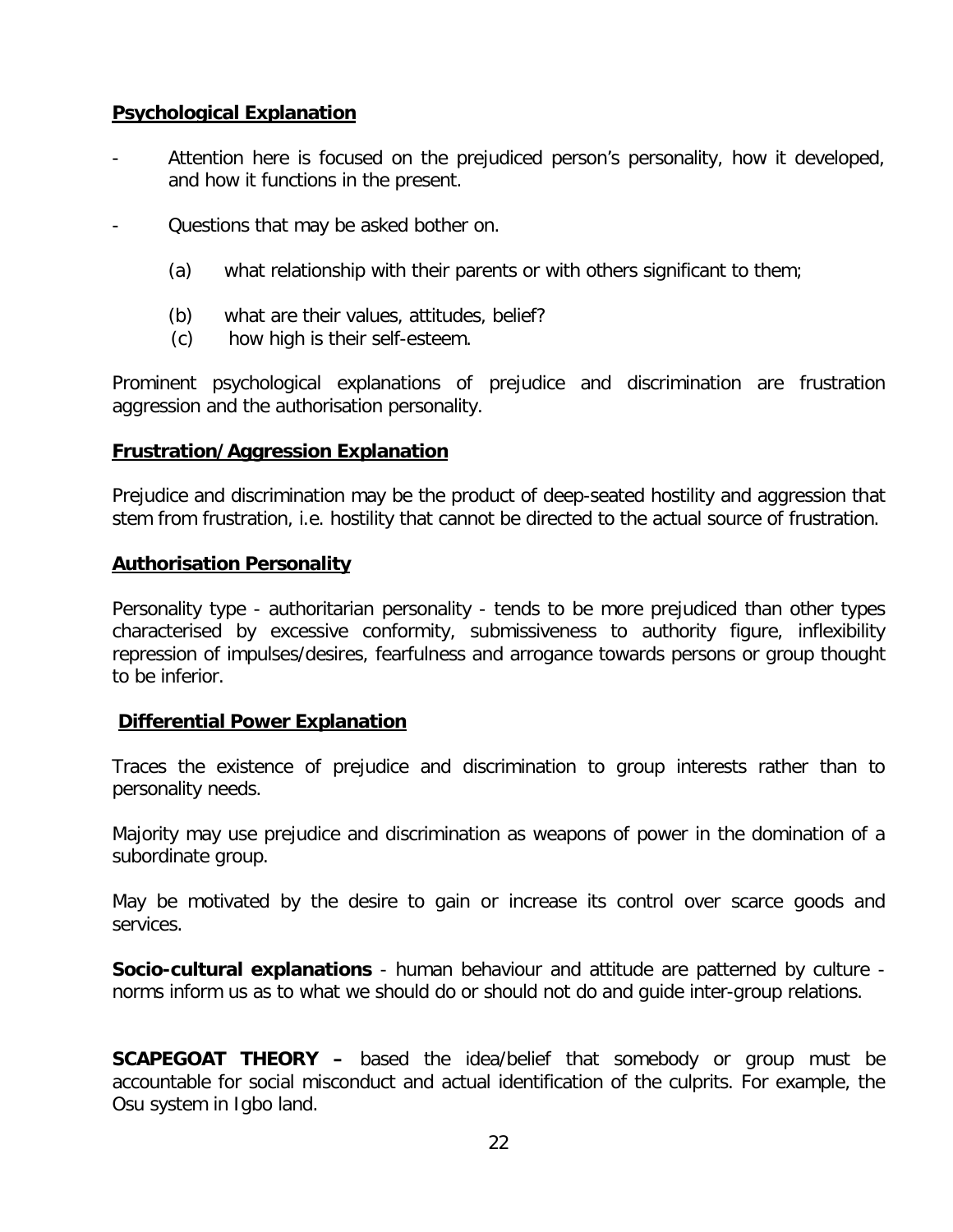**Psychological Explanation**

- Attention here is focused on the prejudiced person's personality, how it developed, and how it functions in the present.

- Questions that may be asked bother on.

  (a) what relationship with their parents or with others significant to them;

  (b) what are their values, attitudes, belief?

  (c) how high is their self-esteem.

Prominent psychological explanations of prejudice and discrimination are frustration aggression and the authorisation personality.

**Frustration/Aggression Explanation**

Prejudice and discrimination may be the product of deep-seated hostility and aggression that stem from frustration, i.e. hostility that cannot be directed to the actual source of frustration.

**Authorisation Personality**

Personality type - authoritarian personality - tends to be more prejudiced than other types characterised by excessive conformity, submissiveness to authority figure, inflexibility repression of impulses/desires, fearfulness and arrogance towards persons or group thought to be inferior.

**Differential Power Explanation**

Traces the existence of prejudice and discrimination to group interests rather than to personality needs.

Majority may use prejudice and discrimination as weapons of power in the domination of a subordinate group.

May be motivated by the desire to gain or increase its control over scarce goods and services.

**Socio-cultural explanations** - human behaviour and attitude are patterned by culture - norms inform us as to what we should do or should not do and guide inter-group relations.

**SCAPEGOAT THEORY –** based the idea/belief that somebody or group must be accountable for social misconduct and actual identification of the culprits. For example, the Osu system in Igbo land.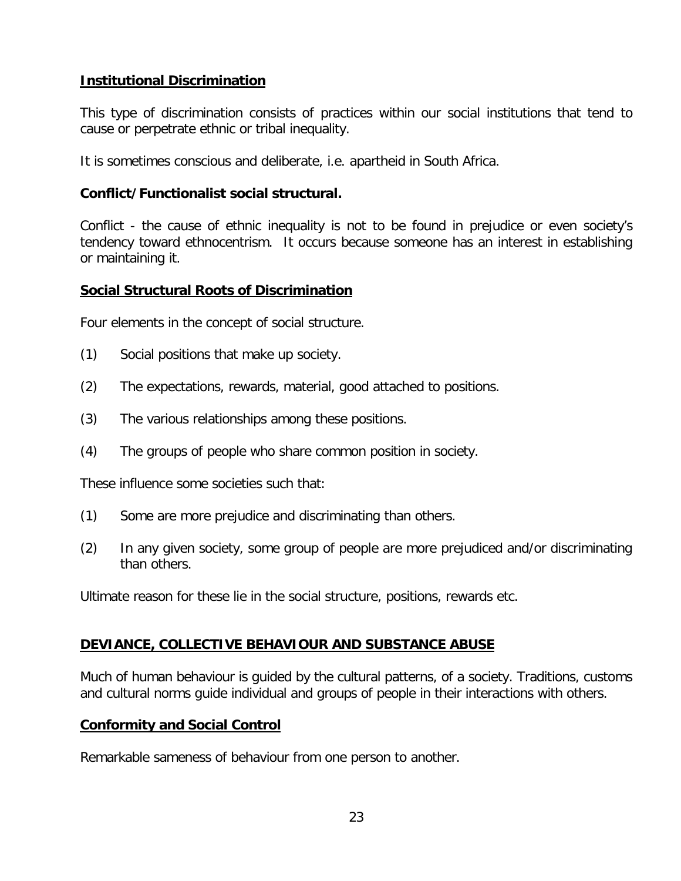**<u>Institutional Discrimination</u>**

This type of discrimination consists of practices within our social institutions that tend to cause or perpetrate ethnic or tribal inequality.

It is sometimes conscious and deliberate, i.e. apartheid in South Africa.

**Conflict/Functionalist social structural.**

Conflict - the cause of ethnic inequality is not to be found in prejudice or even society's tendency toward ethnocentrism. It occurs because someone has an interest in establishing or maintaining it.

**<u>Social Structural Roots of Discrimination</u>**

Four elements in the concept of social structure.

(1) Social positions that make up society.

(2) The expectations, rewards, material, good attached to positions.

(3) The various relationships among these positions.

(4) The groups of people who share common position in society.

These influence some societies such that:

(1) Some are more prejudice and discriminating than others.

(2) In any given society, some group of people are more prejudiced and/or discriminating than others.

Ultimate reason for these lie in the social structure, positions, rewards etc.

**<u>DEVIANCE, COLLECTIVE BEHAVIOUR AND SUBSTANCE ABUSE</u>**

Much of human behaviour is guided by the cultural patterns, of a society. Traditions, customs and cultural norms guide individual and groups of people in their interactions with others.

**<u>Conformity and Social Control</u>**

Remarkable sameness of behaviour from one person to another.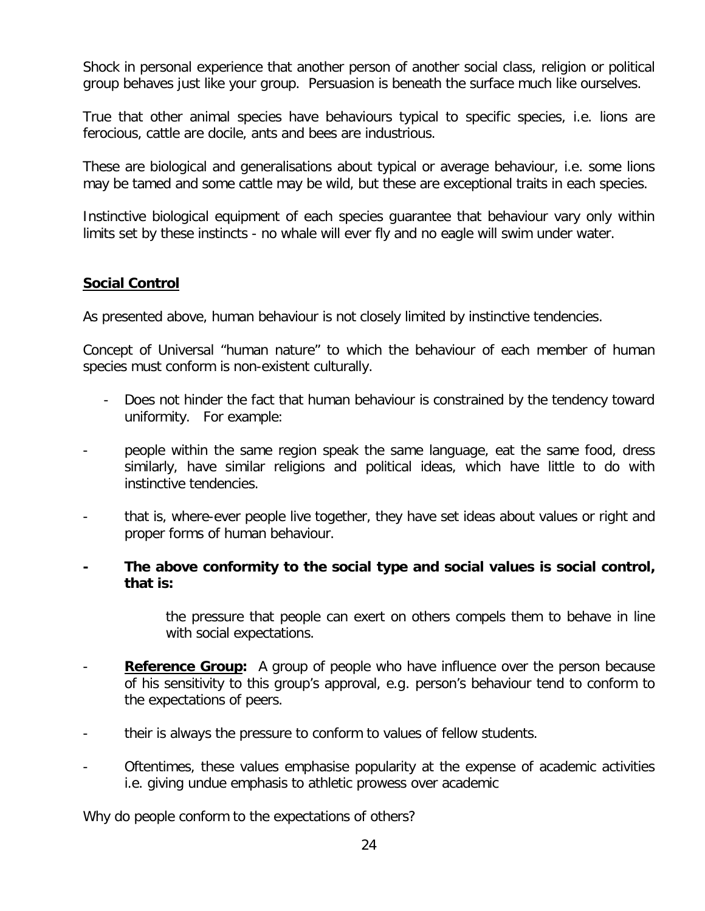Shock in personal experience that another person of another social class, religion or political group behaves just like your group. Persuasion is beneath the surface much like ourselves.

True that other animal species have behaviours typical to specific species, i.e. lions are ferocious, cattle are docile, ants and bees are industrious.

These are biological and generalisations about typical or average behaviour, i.e. some lions may be tamed and some cattle may be wild, but these are exceptional traits in each species.

Instinctive biological equipment of each species guarantee that behaviour vary only within limits set by these instincts - no whale will ever fly and no eagle will swim under water.

**<u>Social Control</u>**

As presented above, human behaviour is not closely limited by instinctive tendencies.

Concept of Universal "human nature" to which the behaviour of each member of human species must conform is non-existent culturally.

- Does not hinder the fact that human behaviour is constrained by the tendency toward uniformity. For example:
- people within the same region speak the same language, eat the same food, dress similarly, have similar religions and political ideas, which have little to do with instinctive tendencies.
- that is, where-ever people live together, they have set ideas about values or right and proper forms of human behaviour.
- **The above conformity to the social type and social values is social control, that is:**

  the pressure that people can exert on others compels them to behave in line with social expectations.

- **<u>Reference Group</u>:** A group of people who have influence over the person because of his sensitivity to this group's approval, e.g. person's behaviour tend to conform to the expectations of peers.
- their is always the pressure to conform to values of fellow students.
- Oftentimes, these values emphasise popularity at the expense of academic activities i.e. giving undue emphasis to athletic prowess over academic

Why do people conform to the expectations of others?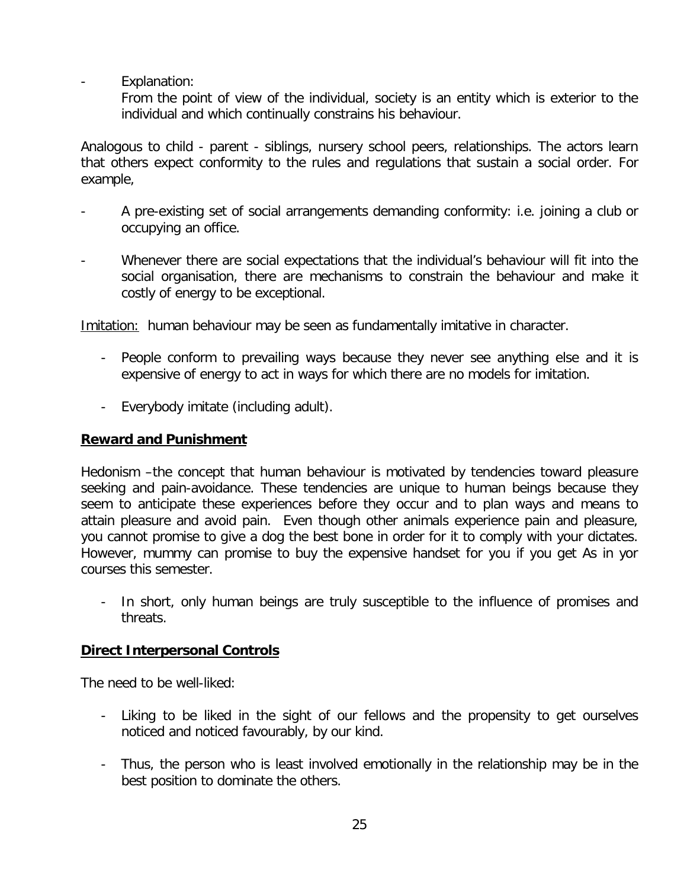- Explanation:
  From the point of view of the individual, society is an entity which is exterior to the individual and which continually constrains his behaviour.

Analogous to child - parent - siblings, nursery school peers, relationships. The actors learn that others expect conformity to the rules and regulations that sustain a social order. For example,

- A pre-existing set of social arrangements demanding conformity: i.e. joining a club or occupying an office.
- Whenever there are social expectations that the individual's behaviour will fit into the social organisation, there are mechanisms to constrain the behaviour and make it costly of energy to be exceptional.

<u>Imitation:</u> human behaviour may be seen as fundamentally imitative in character.

- People conform to prevailing ways because they never see anything else and it is expensive of energy to act in ways for which there are no models for imitation.
- Everybody imitate (including adult).

**<u>Reward and Punishment</u>**

Hedonism –the concept that human behaviour is motivated by tendencies toward pleasure seeking and pain-avoidance. These tendencies are unique to human beings because they seem to anticipate these experiences before they occur and to plan ways and means to attain pleasure and avoid pain. Even though other animals experience pain and pleasure, you cannot promise to give a dog the best bone in order for it to comply with your dictates. However, mummy can promise to buy the expensive handset for you if you get As in yor courses this semester.

- In short, only human beings are truly susceptible to the influence of promises and threats.

**<u>Direct Interpersonal Controls</u>**

The need to be well-liked:

- Liking to be liked in the sight of our fellows and the propensity to get ourselves noticed and noticed favourably, by our kind.
- Thus, the person who is least involved emotionally in the relationship may be in the best position to dominate the others.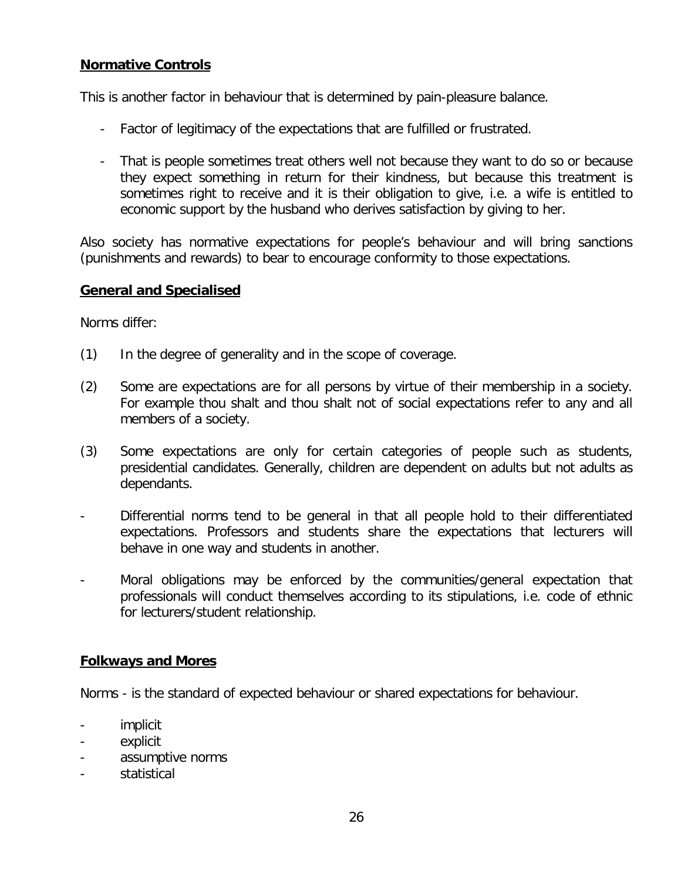**Normative Controls**

This is another factor in behaviour that is determined by pain-pleasure balance.

- Factor of legitimacy of the expectations that are fulfilled or frustrated.
- That is people sometimes treat others well not because they want to do so or because they expect something in return for their kindness, but because this treatment is sometimes right to receive and it is their obligation to give, i.e. a wife is entitled to economic support by the husband who derives satisfaction by giving to her.

Also society has normative expectations for people's behaviour and will bring sanctions (punishments and rewards) to bear to encourage conformity to those expectations.

**General and Specialised**

Norms differ:

(1) In the degree of generality and in the scope of coverage.

(2) Some are expectations are for all persons by virtue of their membership in a society. For example thou shalt and thou shalt not of social expectations refer to any and all members of a society.

(3) Some expectations are only for certain categories of people such as students, presidential candidates. Generally, children are dependent on adults but not adults as dependants.

- Differential norms tend to be general in that all people hold to their differentiated expectations. Professors and students share the expectations that lecturers will behave in one way and students in another.
- Moral obligations may be enforced by the communities/general expectation that professionals will conduct themselves according to its stipulations, i.e. code of ethnic for lecturers/student relationship.

**Folkways and Mores**

Norms - is the standard of expected behaviour or shared expectations for behaviour.

- implicit
- explicit
- assumptive norms
- statistical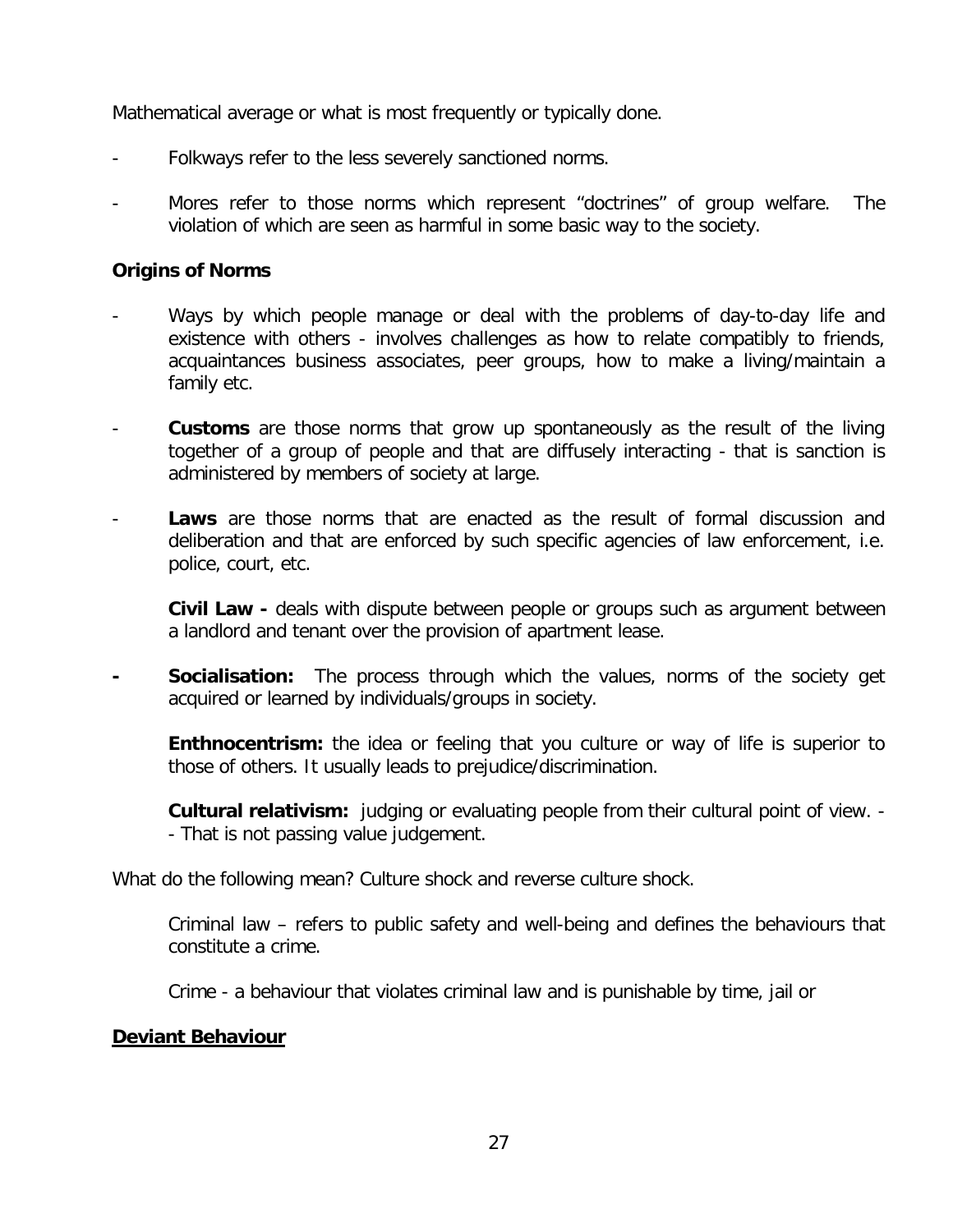Mathematical average or what is most frequently or typically done.

- Folkways refer to the less severely sanctioned norms.

- Mores refer to those norms which represent "doctrines" of group welfare. The violation of which are seen as harmful in some basic way to the society.

**Origins of Norms**

- Ways by which people manage or deal with the problems of day-to-day life and existence with others - involves challenges as how to relate compatibly to friends, acquaintances business associates, peer groups, how to make a living/maintain a family etc.

- **Customs** are those norms that grow up spontaneously as the result of the living together of a group of people and that are diffusely interacting - that is sanction is administered by members of society at large.

- **Laws** are those norms that are enacted as the result of formal discussion and deliberation and that are enforced by such specific agencies of law enforcement, i.e. police, court, etc.

  **Civil Law -** deals with dispute between people or groups such as argument between a landlord and tenant over the provision of apartment lease.

- **Socialisation:** The process through which the values, norms of the society get acquired or learned by individuals/groups in society.

  **Enthnocentrism:** the idea or feeling that you culture or way of life is superior to those of others. It usually leads to prejudice/discrimination.

  **Cultural relativism:** judging or evaluating people from their cultural point of view. -- That is not passing value judgement.

What do the following mean? Culture shock and reverse culture shock.

  Criminal law – refers to public safety and well-being and defines the behaviours that constitute a crime.

  Crime - a behaviour that violates criminal law and is punishable by time, jail or

**<u>Deviant Behaviour</u>**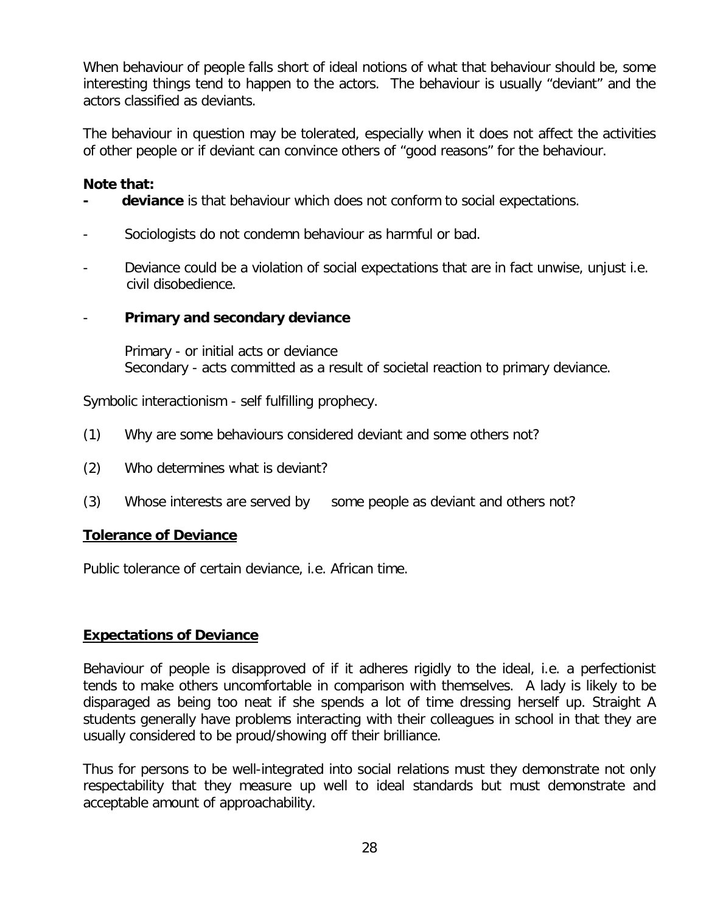When behaviour of people falls short of ideal notions of what that behaviour should be, some interesting things tend to happen to the actors. The behaviour is usually "deviant" and the actors classified as deviants.

The behaviour in question may be tolerated, especially when it does not affect the activities of other people or if deviant can convince others of "good reasons" for the behaviour.

**Note that:**

- **deviance** is that behaviour which does not conform to social expectations.
- Sociologists do not condemn behaviour as harmful or bad.
- Deviance could be a violation of social expectations that are in fact unwise, unjust i.e. civil disobedience.
- **Primary and secondary deviance**

  Primary - or initial acts or deviance
  Secondary - acts committed as a result of societal reaction to primary deviance.

Symbolic interactionism - self fulfilling prophecy.

(1) Why are some behaviours considered deviant and some others not?

(2) Who determines what is deviant?

(3) Whose interests are served by some people as deviant and others not?

**<u>Tolerance of Deviance</u>**

Public tolerance of certain deviance, i.e. African time.

**<u>Expectations of Deviance</u>**

Behaviour of people is disapproved of if it adheres rigidly to the ideal, i.e. a perfectionist tends to make others uncomfortable in comparison with themselves. A lady is likely to be disparaged as being too neat if she spends a lot of time dressing herself up. Straight A students generally have problems interacting with their colleagues in school in that they are usually considered to be proud/showing off their brilliance.

Thus for persons to be well-integrated into social relations must they demonstrate not only respectability that they measure up well to ideal standards but must demonstrate and acceptable amount of approachability.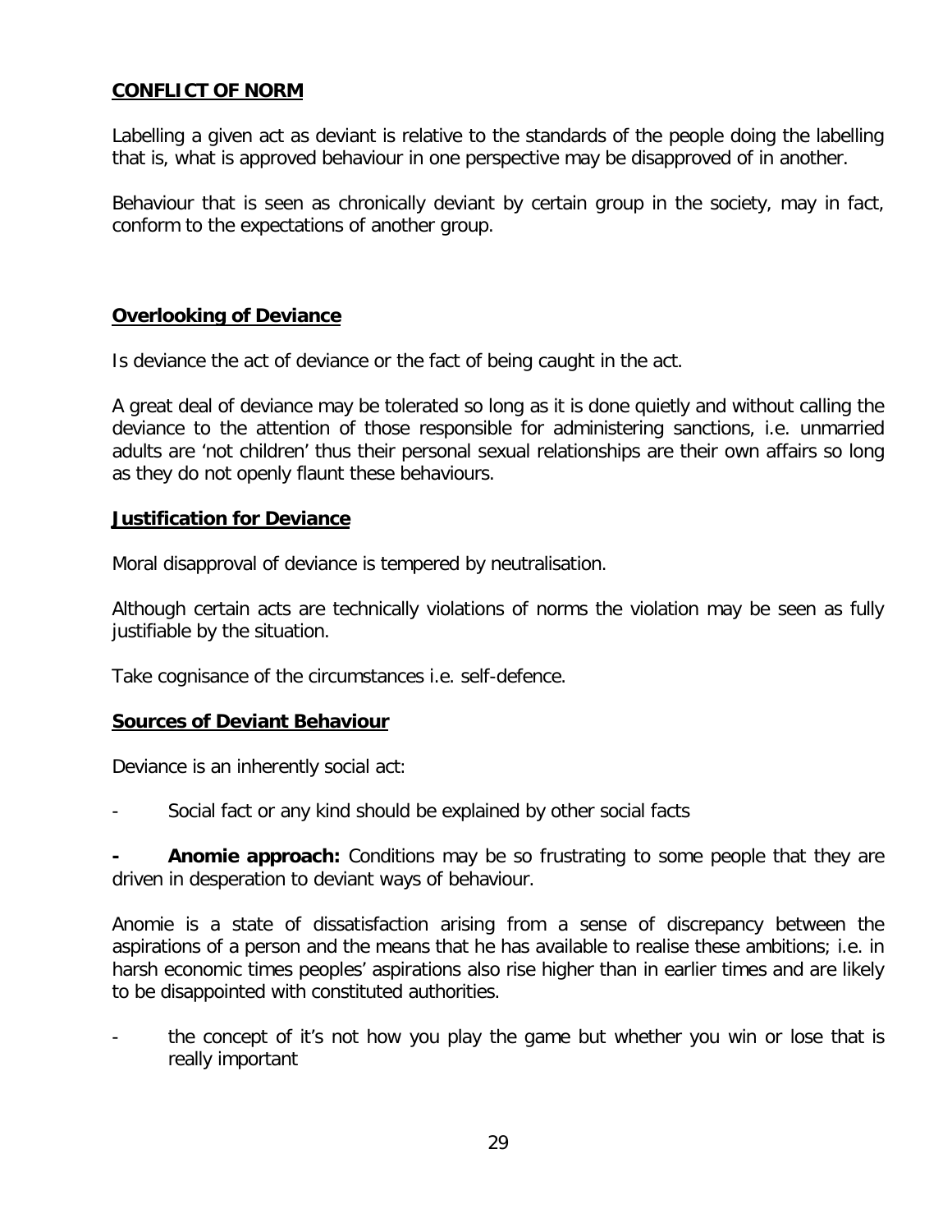## CONFLICT OF NORM

Labelling a given act as deviant is relative to the standards of the people doing the labelling that is, what is approved behaviour in one perspective may be disapproved of in another.

Behaviour that is seen as chronically deviant by certain group in the society, may in fact, conform to the expectations of another group.

## Overlooking of Deviance

Is deviance the act of deviance or the fact of being caught in the act.

A great deal of deviance may be tolerated so long as it is done quietly and without calling the deviance to the attention of those responsible for administering sanctions, i.e. unmarried adults are 'not children' thus their personal sexual relationships are their own affairs so long as they do not openly flaunt these behaviours.

## Justification for Deviance

Moral disapproval of deviance is tempered by neutralisation.

Although certain acts are technically violations of norms the violation may be seen as fully justifiable by the situation.

Take cognisance of the circumstances i.e. self-defence.

## Sources of Deviant Behaviour

Deviance is an inherently social act:

- Social fact or any kind should be explained by other social facts

- **Anomie approach:** Conditions may be so frustrating to some people that they are driven in desperation to deviant ways of behaviour.

Anomie is a state of dissatisfaction arising from a sense of discrepancy between the aspirations of a person and the means that he has available to realise these ambitions; i.e. in harsh economic times peoples' aspirations also rise higher than in earlier times and are likely to be disappointed with constituted authorities.

- the concept of it's not how you play the game but whether you win or lose that is really important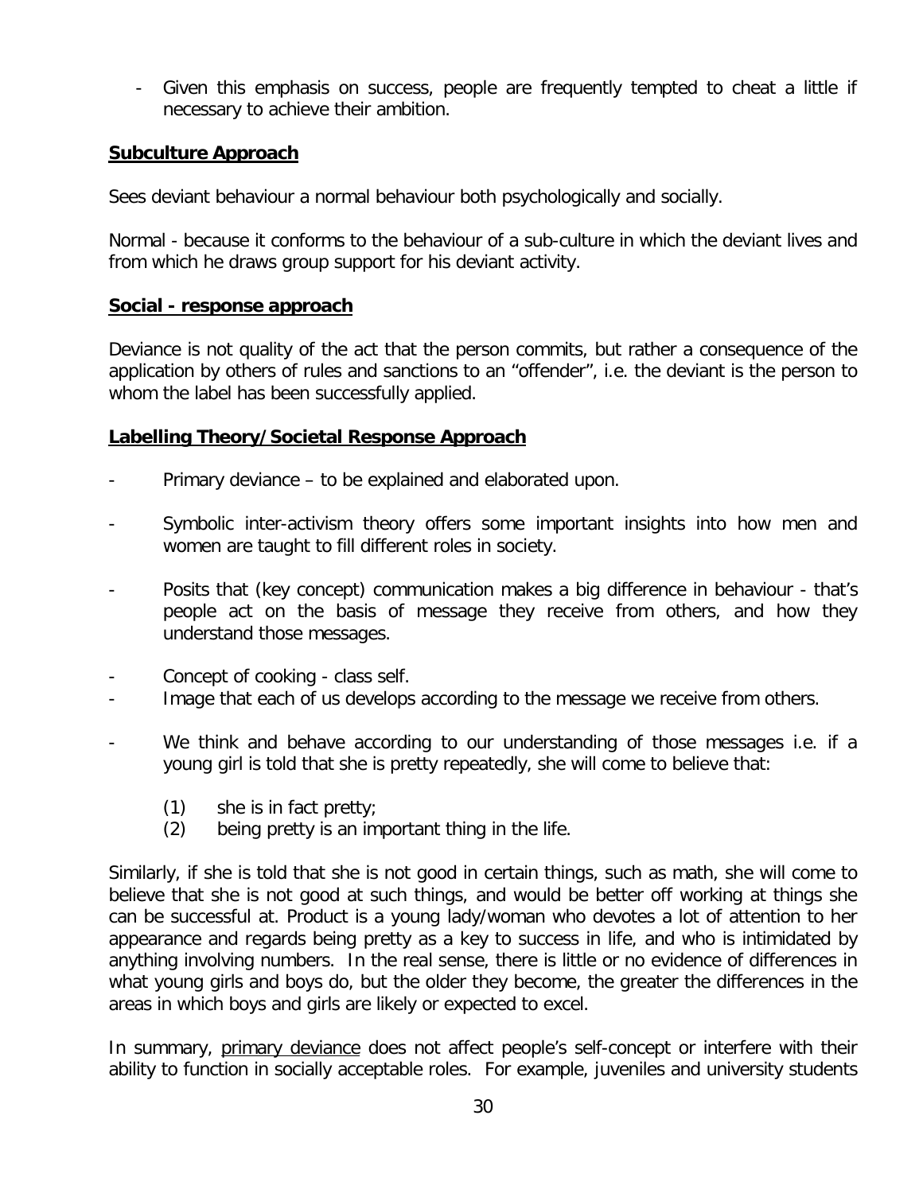- Given this emphasis on success, people are frequently tempted to cheat a little if necessary to achieve their ambition.

**<u>Subculture Approach</u>**

Sees deviant behaviour a normal behaviour both psychologically and socially.

Normal - because it conforms to the behaviour of a sub-culture in which the deviant lives and from which he draws group support for his deviant activity.

**<u>Social - response approach</u>**

Deviance is not quality of the act that the person commits, but rather a consequence of the application by others of rules and sanctions to an "offender", i.e. the deviant is the person to whom the label has been successfully applied.

**<u>Labelling Theory/Societal Response Approach</u>**

- Primary deviance – to be explained and elaborated upon.
- Symbolic inter-activism theory offers some important insights into how men and women are taught to fill different roles in society.
- Posits that (key concept) communication makes a big difference in behaviour - that's people act on the basis of message they receive from others, and how they understand those messages.
- Concept of cooking - class self.
- Image that each of us develops according to the message we receive from others.
- We think and behave according to our understanding of those messages i.e. if a young girl is told that she is pretty repeatedly, she will come to believe that:

  (1) she is in fact pretty;
  (2) being pretty is an important thing in the life.

Similarly, if she is told that she is not good in certain things, such as math, she will come to believe that she is not good at such things, and would be better off working at things she can be successful at. Product is a young lady/woman who devotes a lot of attention to her appearance and regards being pretty as a key to success in life, and who is intimidated by anything involving numbers. In the real sense, there is little or no evidence of differences in what young girls and boys do, but the older they become, the greater the differences in the areas in which boys and girls are likely or expected to excel.

In summary, <u>primary deviance</u> does not affect people's self-concept or interfere with their ability to function in socially acceptable roles. For example, juveniles and university students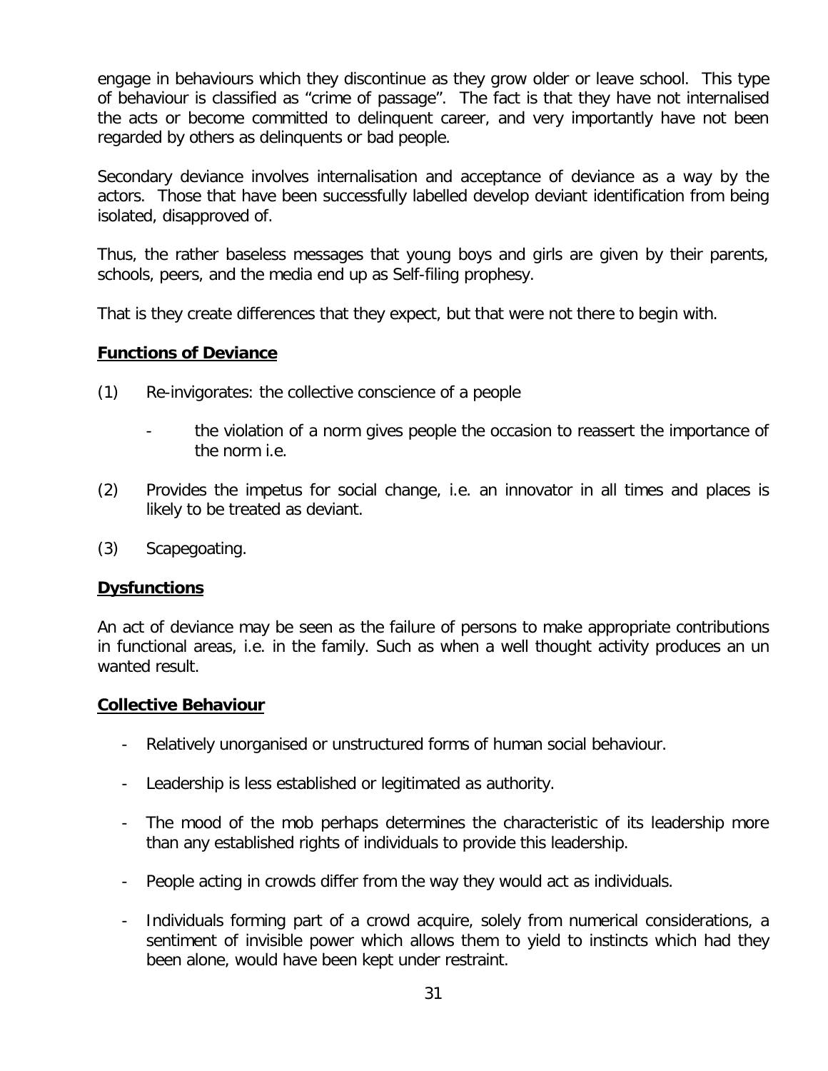engage in behaviours which they discontinue as they grow older or leave school. This type of behaviour is classified as "crime of passage". The fact is that they have not internalised the acts or become committed to delinquent career, and very importantly have not been regarded by others as delinquents or bad people.

Secondary deviance involves internalisation and acceptance of deviance as a way by the actors. Those that have been successfully labelled develop deviant identification from being isolated, disapproved of.

Thus, the rather baseless messages that young boys and girls are given by their parents, schools, peers, and the media end up as Self-filing prophesy.

That is they create differences that they expect, but that were not there to begin with.

**Functions of Deviance**

(1) Re-invigorates: the collective conscience of a people

- the violation of a norm gives people the occasion to reassert the importance of the norm i.e.

(2) Provides the impetus for social change, i.e. an innovator in all times and places is likely to be treated as deviant.

(3) Scapegoating.

**Dysfunctions**

An act of deviance may be seen as the failure of persons to make appropriate contributions in functional areas, i.e. in the family. Such as when a well thought activity produces an un wanted result.

**Collective Behaviour**

- Relatively unorganised or unstructured forms of human social behaviour.
- Leadership is less established or legitimated as authority.
- The mood of the mob perhaps determines the characteristic of its leadership more than any established rights of individuals to provide this leadership.
- People acting in crowds differ from the way they would act as individuals.
- Individuals forming part of a crowd acquire, solely from numerical considerations, a sentiment of invisible power which allows them to yield to instincts which had they been alone, would have been kept under restraint.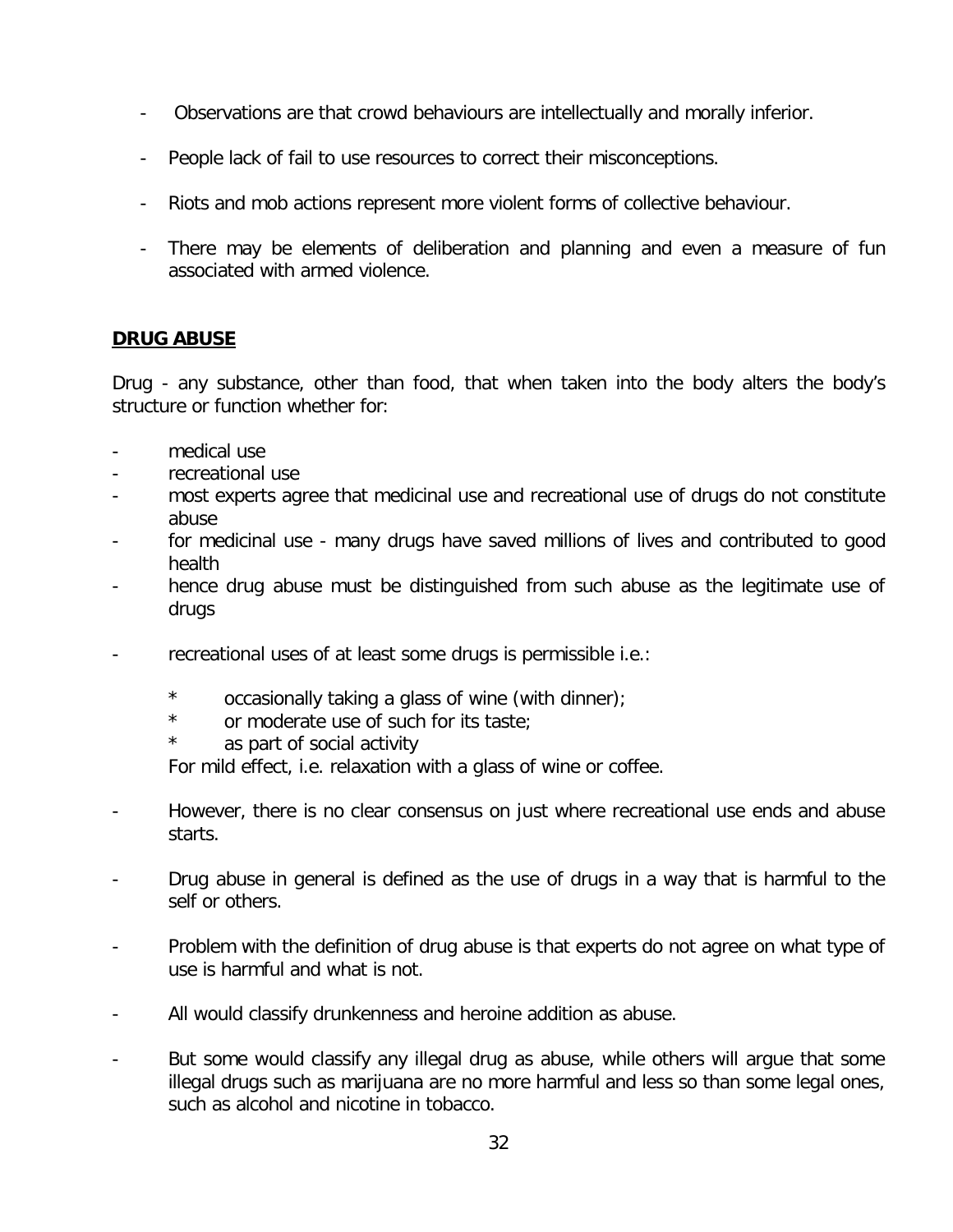- Observations are that crowd behaviours are intellectually and morally inferior.

- People lack of fail to use resources to correct their misconceptions.

- Riots and mob actions represent more violent forms of collective behaviour.

- There may be elements of deliberation and planning and even a measure of fun associated with armed violence.

## DRUG ABUSE

Drug - any substance, other than food, that when taken into the body alters the body's structure or function whether for:

- medical use
- recreational use
- most experts agree that medicinal use and recreational use of drugs do not constitute abuse
- for medicinal use - many drugs have saved millions of lives and contributed to good health
- hence drug abuse must be distinguished from such abuse as the legitimate use of drugs

- recreational uses of at least some drugs is permissible i.e.:

  * occasionally taking a glass of wine (with dinner);
  * or moderate use of such for its taste;
  * as part of social activity

  For mild effect, i.e. relaxation with a glass of wine or coffee.

- However, there is no clear consensus on just where recreational use ends and abuse starts.

- Drug abuse in general is defined as the use of drugs in a way that is harmful to the self or others.

- Problem with the definition of drug abuse is that experts do not agree on what type of use is harmful and what is not.

- All would classify drunkenness and heroine addition as abuse.

- But some would classify any illegal drug as abuse, while others will argue that some illegal drugs such as marijuana are no more harmful and less so than some legal ones, such as alcohol and nicotine in tobacco.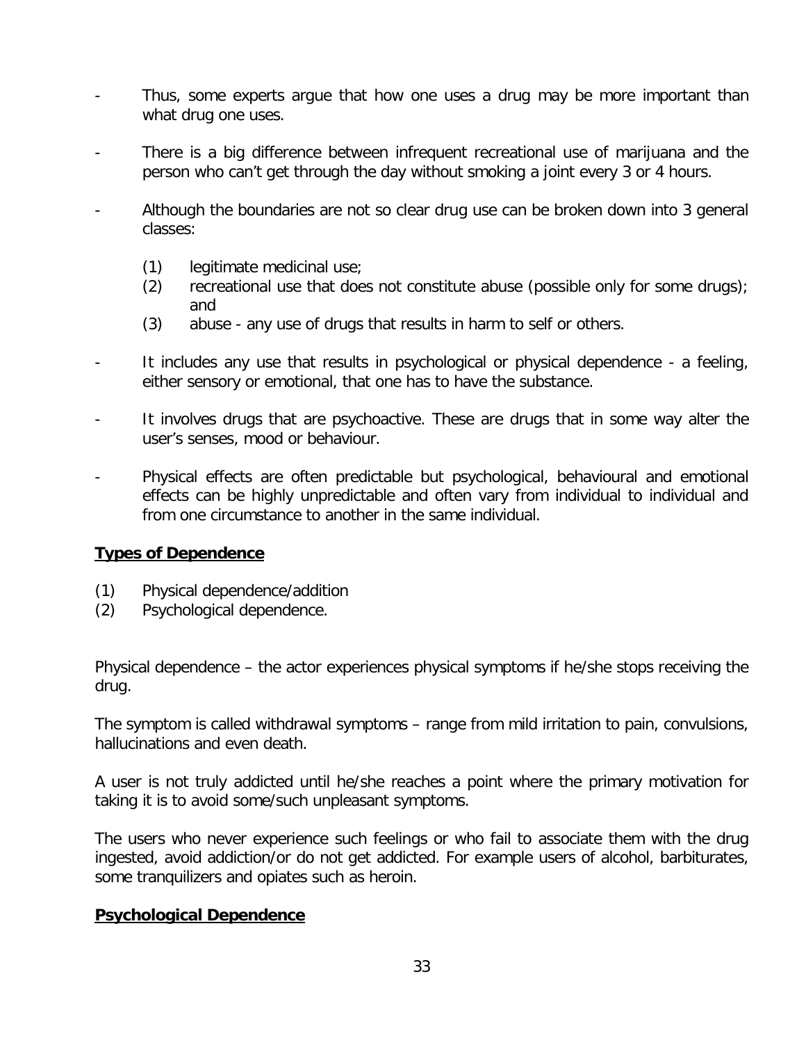- Thus, some experts argue that how one uses a drug may be more important than what drug one uses.

- There is a big difference between infrequent recreational use of marijuana and the person who can't get through the day without smoking a joint every 3 or 4 hours.

- Although the boundaries are not so clear drug use can be broken down into 3 general classes:

    (1) legitimate medicinal use;
    (2) recreational use that does not constitute abuse (possible only for some drugs); and
    (3) abuse - any use of drugs that results in harm to self or others.

- It includes any use that results in psychological or physical dependence - a feeling, either sensory or emotional, that one has to have the substance.

- It involves drugs that are psychoactive. These are drugs that in some way alter the user's senses, mood or behaviour.

- Physical effects are often predictable but psychological, behavioural and emotional effects can be highly unpredictable and often vary from individual to individual and from one circumstance to another in the same individual.

**Types of Dependence**

(1) Physical dependence/addition
(2) Psychological dependence.

Physical dependence – the actor experiences physical symptoms if he/she stops receiving the drug.

The symptom is called withdrawal symptoms – range from mild irritation to pain, convulsions, hallucinations and even death.

A user is not truly addicted until he/she reaches a point where the primary motivation for taking it is to avoid some/such unpleasant symptoms.

The users who never experience such feelings or who fail to associate them with the drug ingested, avoid addiction/or do not get addicted. For example users of alcohol, barbiturates, some tranquilizers and opiates such as heroin.

**Psychological Dependence**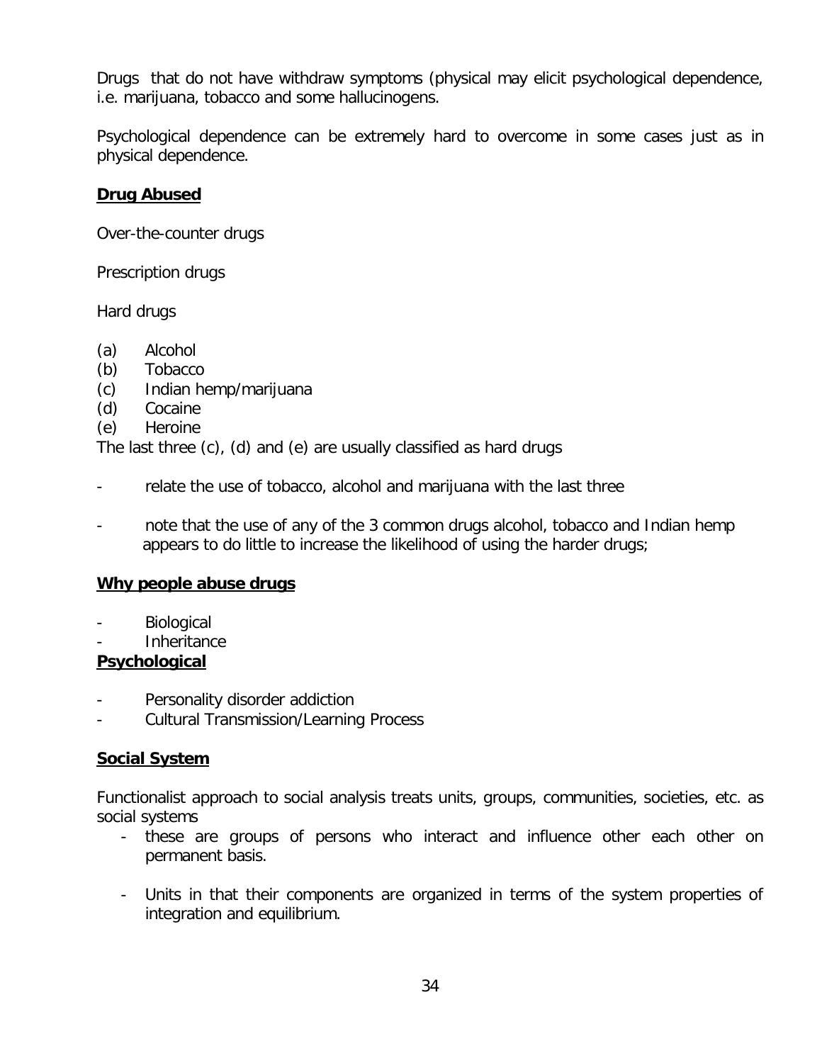Drugs  that do not have withdraw symptoms (physical may elicit psychological dependence, i.e. marijuana, tobacco and some hallucinogens.

Psychological dependence can be extremely hard to overcome in some cases just as in physical dependence.

**<u>Drug Abused</u>**

Over-the-counter drugs

Prescription drugs

Hard drugs

(a) Alcohol
(b) Tobacco
(c) Indian hemp/marijuana
(d) Cocaine
(e) Heroine

The last three (c), (d) and (e) are usually classified as hard drugs

- relate the use of tobacco, alcohol and marijuana with the last three
- note that the use of any of the 3 common drugs alcohol, tobacco and Indian hemp appears to do little to increase the likelihood of using the harder drugs;

**<u>Why people abuse drugs</u>**

- Biological
- Inheritance

**<u>Psychological</u>**

- Personality disorder addiction
- Cultural Transmission/Learning Process

**<u>Social System</u>**

Functionalist approach to social analysis treats units, groups, communities, societies, etc. as social systems

- these are groups of persons who interact and influence other each other on permanent basis.
- Units in that their components are organized in terms of the system properties of integration and equilibrium.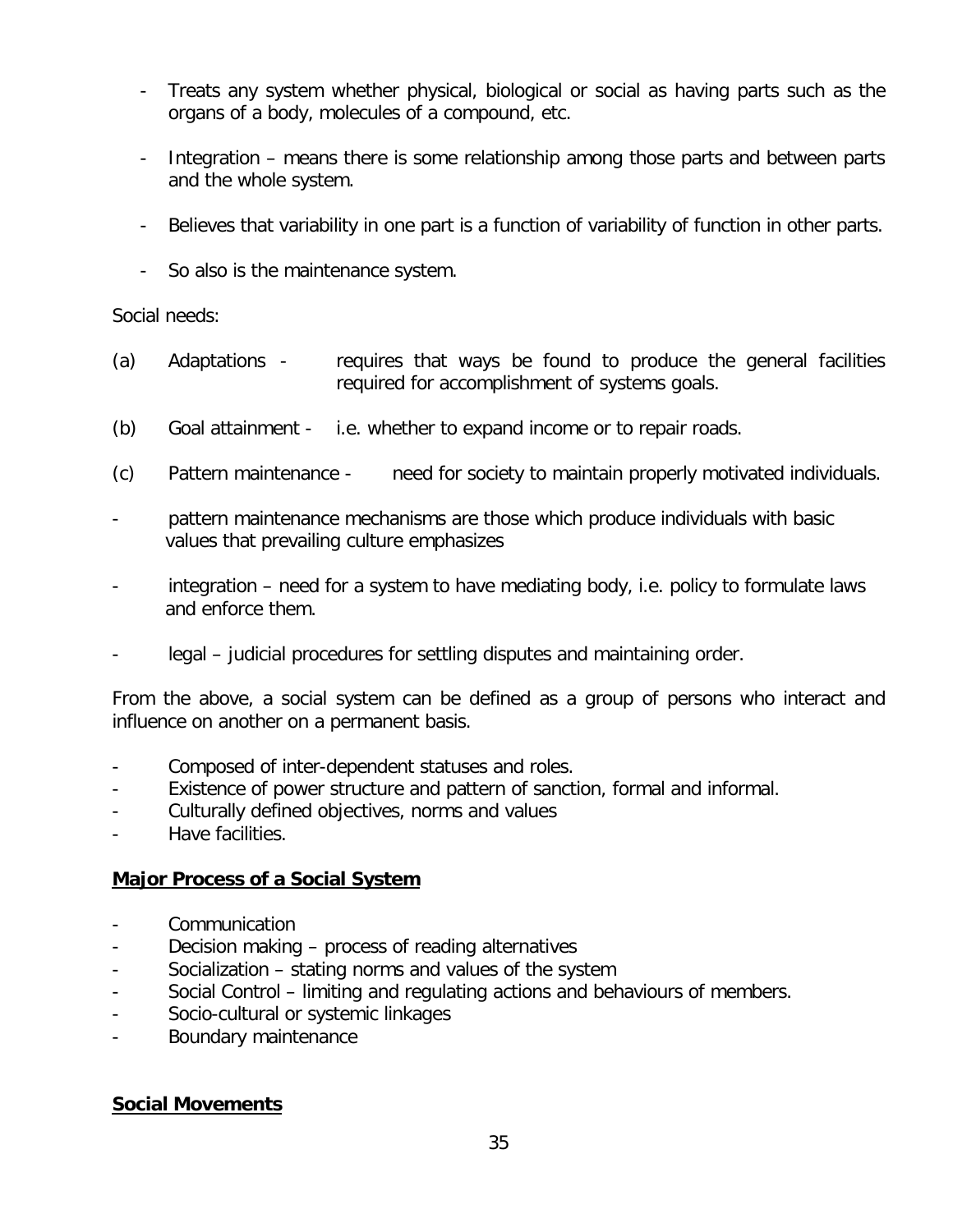- Treats any system whether physical, biological or social as having parts such as the organs of a body, molecules of a compound, etc.
- Integration – means there is some relationship among those parts and between parts and the whole system.
- Believes that variability in one part is a function of variability of function in other parts.
- So also is the maintenance system.

Social needs:

(a) Adaptations - requires that ways be found to produce the general facilities required for accomplishment of systems goals.

(b) Goal attainment - i.e. whether to expand income or to repair roads.

(c) Pattern maintenance - need for society to maintain properly motivated individuals.

- pattern maintenance mechanisms are those which produce individuals with basic values that prevailing culture emphasizes
- integration – need for a system to have mediating body, i.e. policy to formulate laws and enforce them.
- legal – judicial procedures for settling disputes and maintaining order.

From the above, a social system can be defined as a group of persons who interact and influence on another on a permanent basis.

- Composed of inter-dependent statuses and roles.
- Existence of power structure and pattern of sanction, formal and informal.
- Culturally defined objectives, norms and values
- Have facilities.

**Major Process of a Social System**

- Communication
- Decision making – process of reading alternatives
- Socialization – stating norms and values of the system
- Social Control – limiting and regulating actions and behaviours of members.
- Socio-cultural or systemic linkages
- Boundary maintenance

**Social Movements**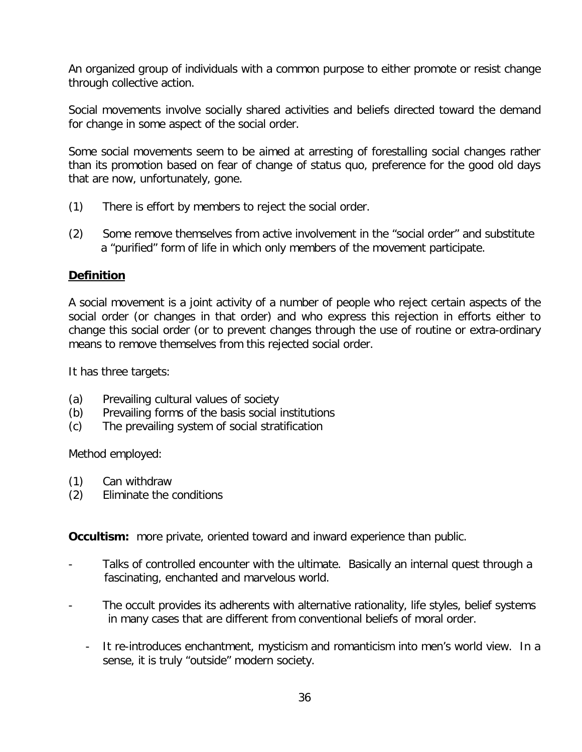An organized group of individuals with a common purpose to either promote or resist change through collective action.

Social movements involve socially shared activities and beliefs directed toward the demand for change in some aspect of the social order.

Some social movements seem to be aimed at arresting of forestalling social changes rather than its promotion based on fear of change of status quo, preference for the good old days that are now, unfortunately, gone.

(1) There is effort by members to reject the social order.

(2) Some remove themselves from active involvement in the "social order" and substitute a "purified" form of life in which only members of the movement participate.

**Definition**

A social movement is a joint activity of a number of people who reject certain aspects of the social order (or changes in that order) and who express this rejection in efforts either to change this social order (or to prevent changes through the use of routine or extra-ordinary means to remove themselves from this rejected social order.

It has three targets:

(a) Prevailing cultural values of society
(b) Prevailing forms of the basis social institutions
(c) The prevailing system of social stratification

Method employed:

(1) Can withdraw
(2) Eliminate the conditions

**Occultism:** more private, oriented toward and inward experience than public.

- Talks of controlled encounter with the ultimate. Basically an internal quest through a fascinating, enchanted and marvelous world.

- The occult provides its adherents with alternative rationality, life styles, belief systems in many cases that are different from conventional beliefs of moral order.

  - It re-introduces enchantment, mysticism and romanticism into men's world view. In a sense, it is truly "outside" modern society.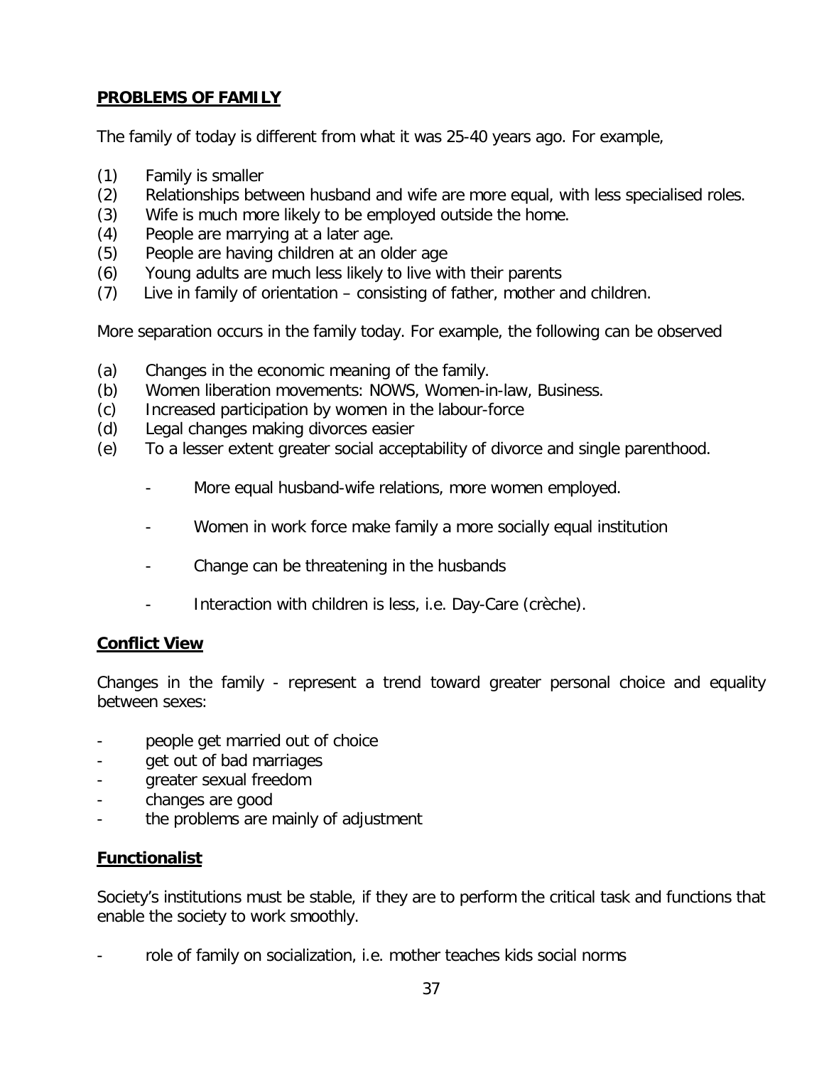**PROBLEMS OF FAMILY**

The family of today is different from what it was 25-40 years ago. For example,

(1) Family is smaller
(2) Relationships between husband and wife are more equal, with less specialised roles.
(3) Wife is much more likely to be employed outside the home.
(4) People are marrying at a later age.
(5) People are having children at an older age
(6) Young adults are much less likely to live with their parents
(7) Live in family of orientation – consisting of father, mother and children.

More separation occurs in the family today. For example, the following can be observed

(a) Changes in the economic meaning of the family.
(b) Women liberation movements: NOWS, Women-in-law, Business.
(c) Increased participation by women in the labour-force
(d) Legal changes making divorces easier
(e) To a lesser extent greater social acceptability of divorce and single parenthood.

- More equal husband-wife relations, more women employed.
- Women in work force make family a more socially equal institution
- Change can be threatening in the husbands
- Interaction with children is less, i.e. Day-Care (crèche).

**Conflict View**

Changes in the family - represent a trend toward greater personal choice and equality between sexes:

- people get married out of choice
- get out of bad marriages
- greater sexual freedom
- changes are good
- the problems are mainly of adjustment

**Functionalist**

Society's institutions must be stable, if they are to perform the critical task and functions that enable the society to work smoothly.

- role of family on socialization, i.e. mother teaches kids social norms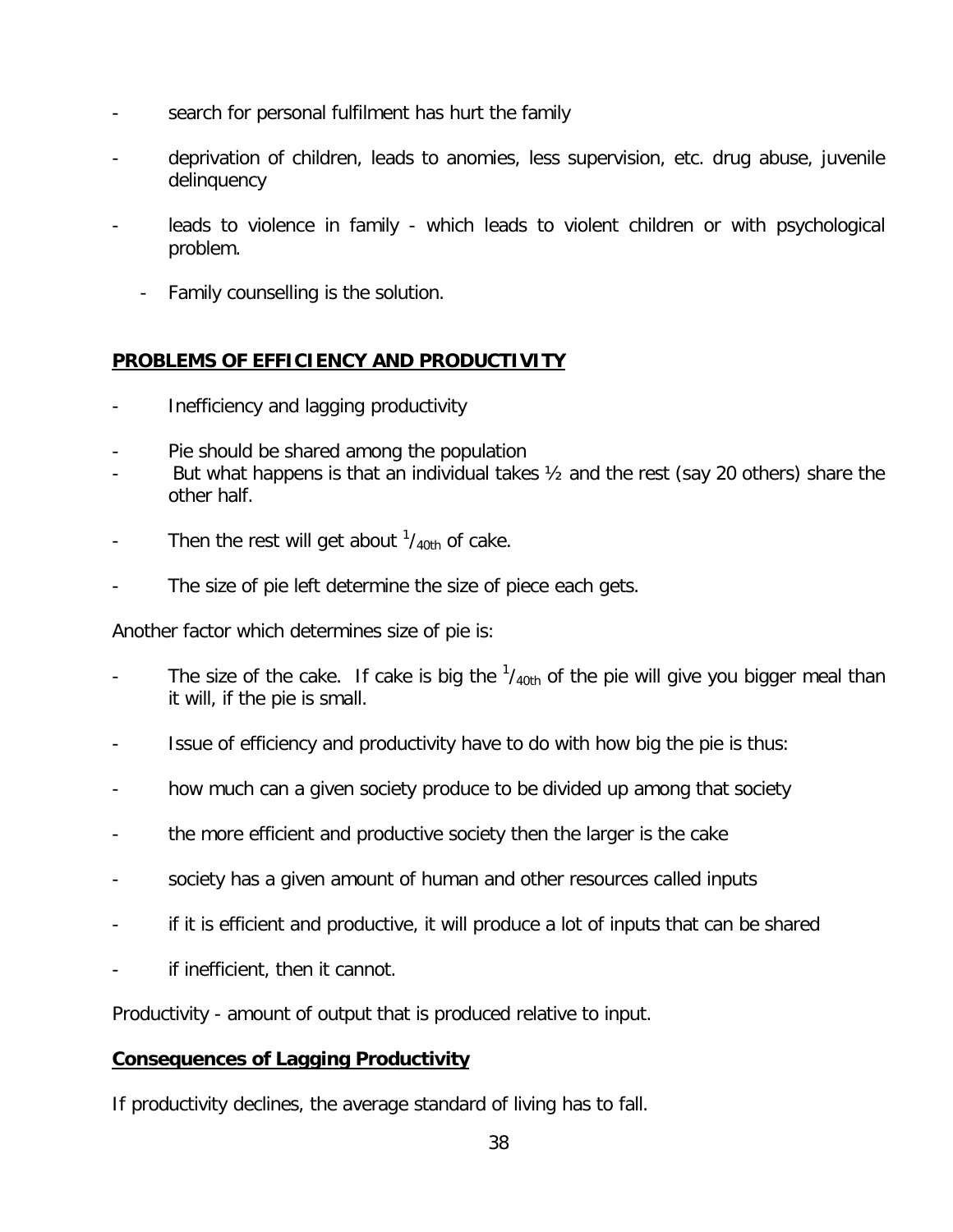- search for personal fulfilment has hurt the family
- deprivation of children, leads to anomies, less supervision, etc. drug abuse, juvenile delinquency
- leads to violence in family - which leads to violent children or with psychological problem.
    - Family counselling is the solution.

## PROBLEMS OF EFFICIENCY AND PRODUCTIVITY

- Inefficiency and lagging productivity
- Pie should be shared among the population
- But what happens is that an individual takes ½ and the rest (say 20 others) share the other half.
- Then the rest will get about $^{1}/_{40th}$ of cake.
- The size of pie left determine the size of piece each gets.

Another factor which determines size of pie is:

- The size of the cake. If cake is big the $^{1}/_{40th}$ of the pie will give you bigger meal than it will, if the pie is small.
- Issue of efficiency and productivity have to do with how big the pie is thus:
- how much can a given society produce to be divided up among that society
- the more efficient and productive society then the larger is the cake
- society has a given amount of human and other resources called inputs
- if it is efficient and productive, it will produce a lot of inputs that can be shared
- if inefficient, then it cannot.

Productivity - amount of output that is produced relative to input.

### Consequences of Lagging Productivity

If productivity declines, the average standard of living has to fall.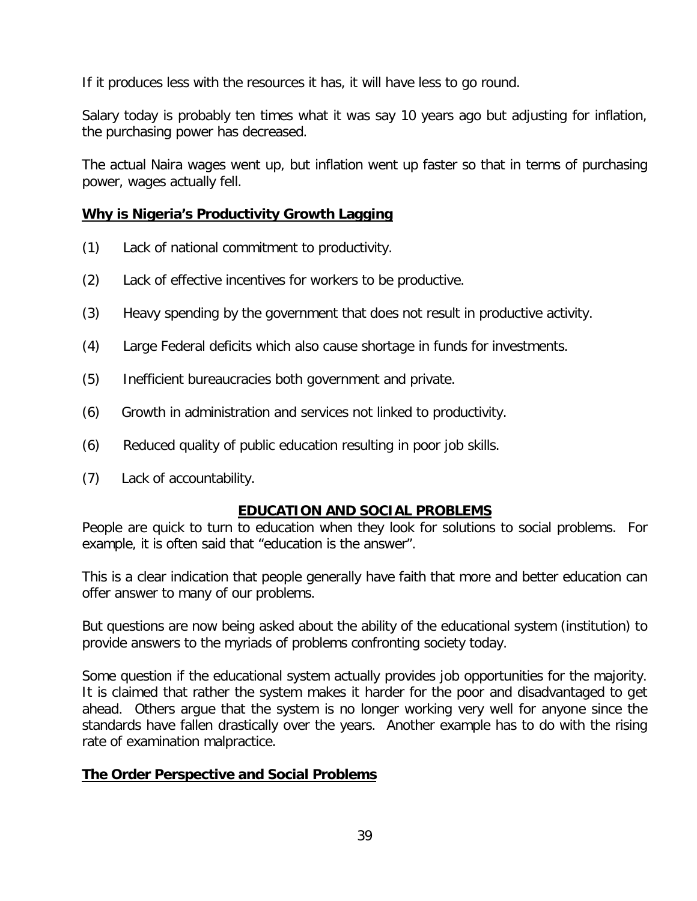If it produces less with the resources it has, it will have less to go round.

Salary today is probably ten times what it was say 10 years ago but adjusting for inflation, the purchasing power has decreased.

The actual Naira wages went up, but inflation went up faster so that in terms of purchasing power, wages actually fell.

**Why is Nigeria's Productivity Growth Lagging**

(1) Lack of national commitment to productivity.

(2) Lack of effective incentives for workers to be productive.

(3) Heavy spending by the government that does not result in productive activity.

(4) Large Federal deficits which also cause shortage in funds for investments.

(5) Inefficient bureaucracies both government and private.

(6) Growth in administration and services not linked to productivity.

(6) Reduced quality of public education resulting in poor job skills.

(7) Lack of accountability.

## EDUCATION AND SOCIAL PROBLEMS

People are quick to turn to education when they look for solutions to social problems. For example, it is often said that "education is the answer".

This is a clear indication that people generally have faith that more and better education can offer answer to many of our problems.

But questions are now being asked about the ability of the educational system (institution) to provide answers to the myriads of problems confronting society today.

Some question if the educational system actually provides job opportunities for the majority. It is claimed that rather the system makes it harder for the poor and disadvantaged to get ahead. Others argue that the system is no longer working very well for anyone since the standards have fallen drastically over the years. Another example has to do with the rising rate of examination malpractice.

**The Order Perspective and Social Problems**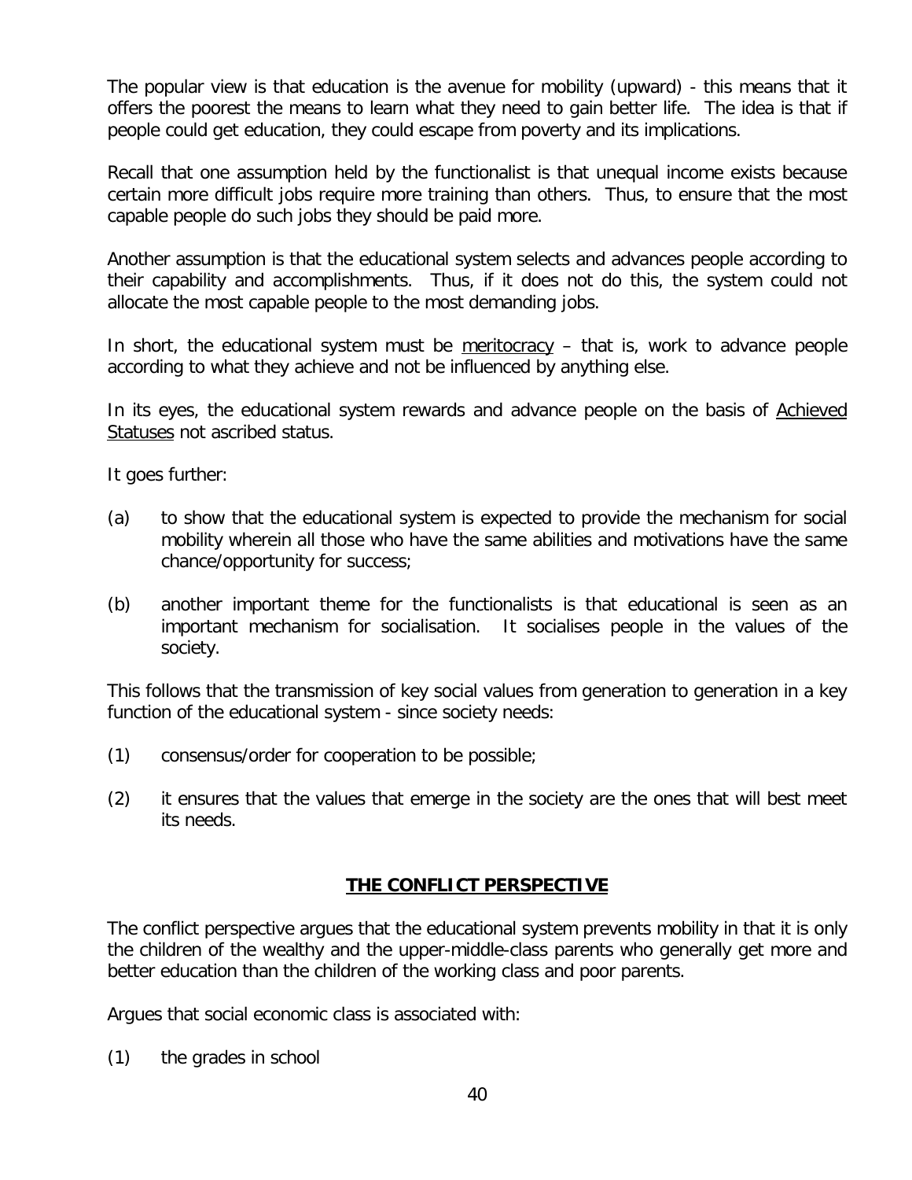The popular view is that education is the avenue for mobility (upward) - this means that it offers the poorest the means to learn what they need to gain better life. The idea is that if people could get education, they could escape from poverty and its implications.

Recall that one assumption held by the functionalist is that unequal income exists because certain more difficult jobs require more training than others. Thus, to ensure that the most capable people do such jobs they should be paid more.

Another assumption is that the educational system selects and advances people according to their capability and accomplishments. Thus, if it does not do this, the system could not allocate the most capable people to the most demanding jobs.

In short, the educational system must be <u>meritocracy</u> – that is, work to advance people according to what they achieve and not be influenced by anything else.

In its eyes, the educational system rewards and advance people on the basis of <u>Achieved Statuses</u> not ascribed status.

It goes further:

(a) to show that the educational system is expected to provide the mechanism for social mobility wherein all those who have the same abilities and motivations have the same chance/opportunity for success;

(b) another important theme for the functionalists is that educational is seen as an important mechanism for socialisation. It socialises people in the values of the society.

This follows that the transmission of key social values from generation to generation in a key function of the educational system - since society needs:

(1) consensus/order for cooperation to be possible;

(2) it ensures that the values that emerge in the society are the ones that will best meet its needs.

## **<u>THE CONFLICT PERSPECTIVE</u>**

The conflict perspective argues that the educational system prevents mobility in that it is only the children of the wealthy and the upper-middle-class parents who generally get more and better education than the children of the working class and poor parents.

Argues that social economic class is associated with:

(1) the grades in school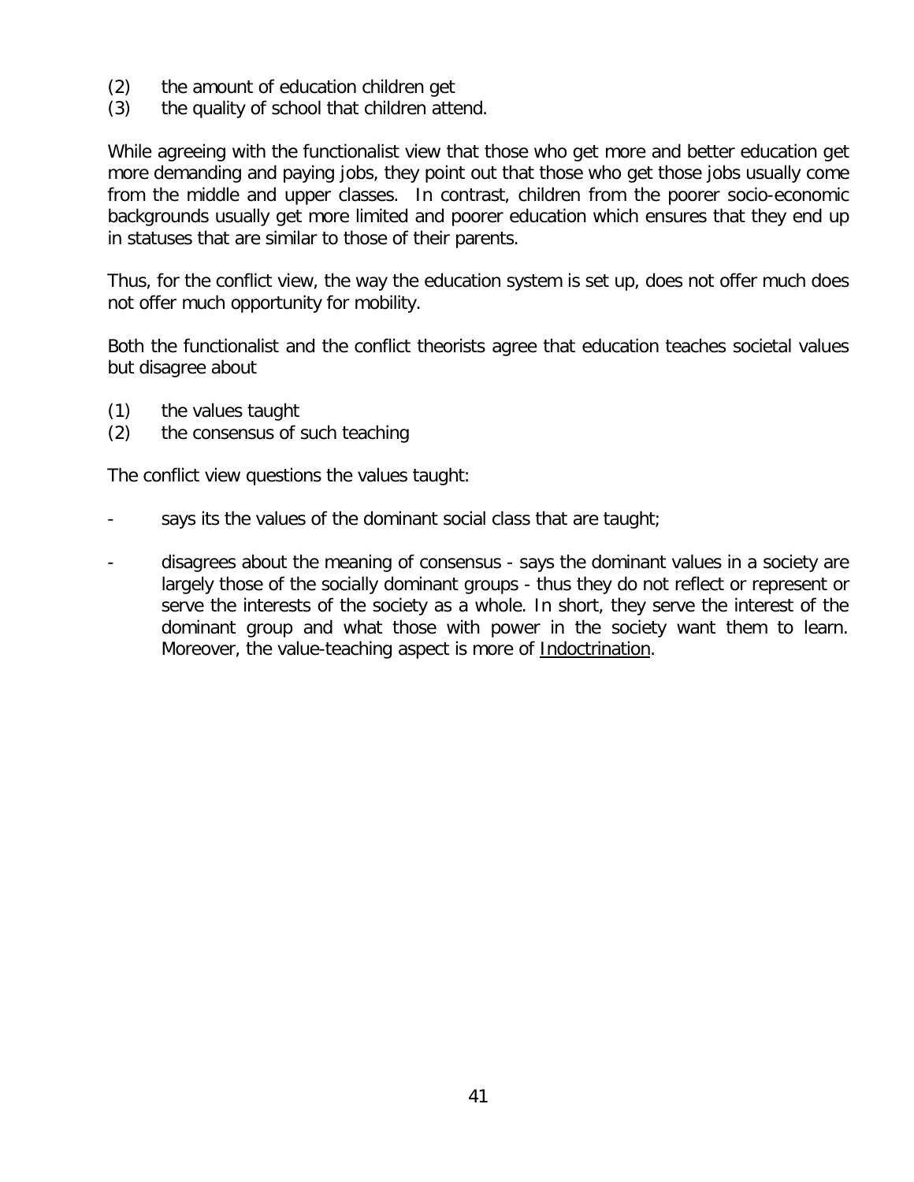(2) the amount of education children get
(3) the quality of school that children attend.

While agreeing with the functionalist view that those who get more and better education get more demanding and paying jobs, they point out that those who get those jobs usually come from the middle and upper classes. In contrast, children from the poorer socio-economic backgrounds usually get more limited and poorer education which ensures that they end up in statuses that are similar to those of their parents.

Thus, for the conflict view, the way the education system is set up, does not offer much does not offer much opportunity for mobility.

Both the functionalist and the conflict theorists agree that education teaches societal values but disagree about

(1) the values taught
(2) the consensus of such teaching

The conflict view questions the values taught:

- says its the values of the dominant social class that are taught;

- disagrees about the meaning of consensus - says the dominant values in a society are largely those of the socially dominant groups - thus they do not reflect or represent or serve the interests of the society as a whole. In short, they serve the interest of the dominant group and what those with power in the society want them to learn. Moreover, the value-teaching aspect is more of <u>Indoctrination</u>.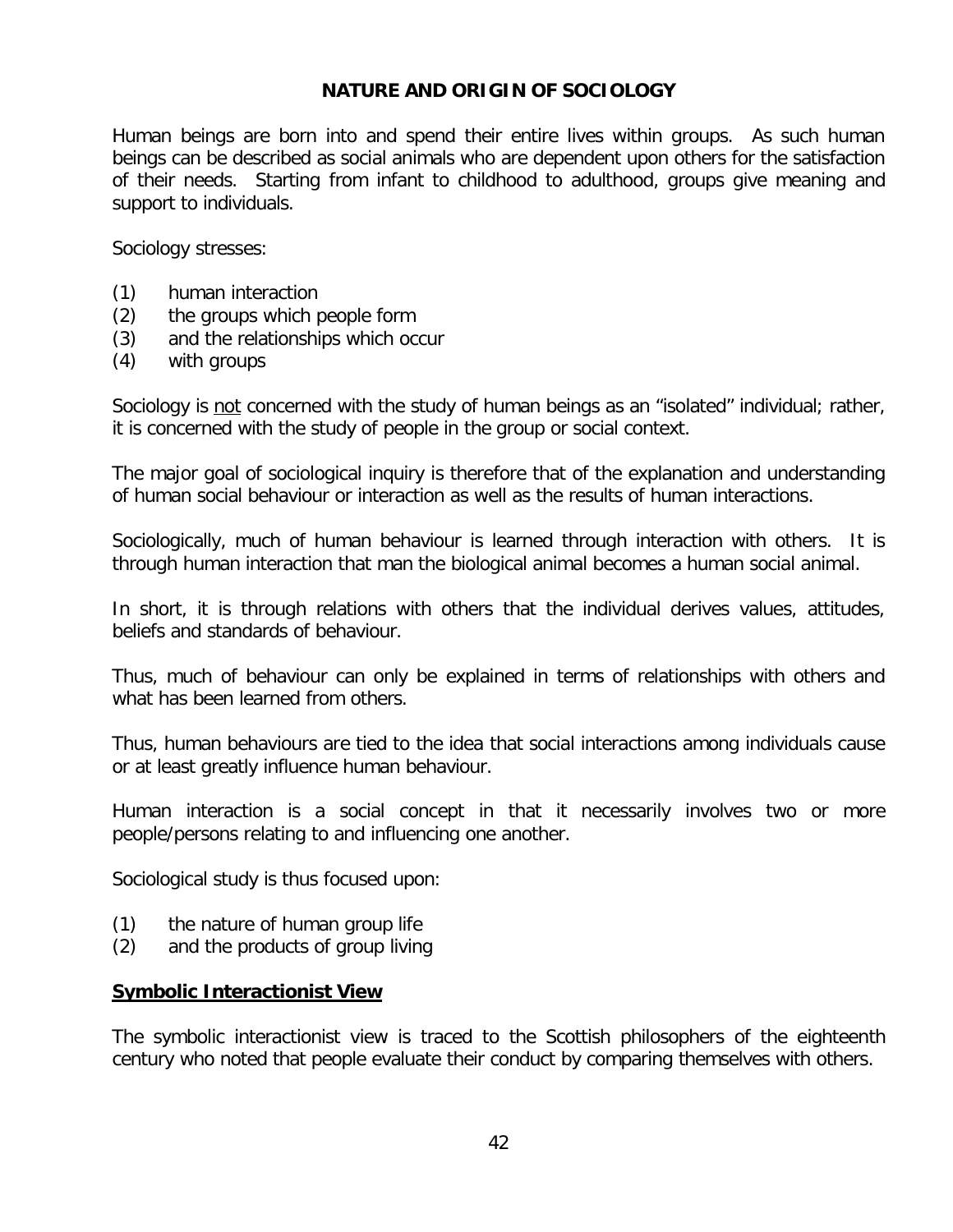## NATURE AND ORIGIN OF SOCIOLOGY

Human beings are born into and spend their entire lives within groups. As such human beings can be described as social animals who are dependent upon others for the satisfaction of their needs. Starting from infant to childhood to adulthood, groups give meaning and support to individuals.

Sociology stresses:

(1) human interaction
(2) the groups which people form
(3) and the relationships which occur
(4) with groups

Sociology is <u>not</u> concerned with the study of human beings as an "isolated" individual; rather, it is concerned with the study of people in the group or social context.

The major goal of sociological inquiry is therefore that of the explanation and understanding of human social behaviour or interaction as well as the results of human interactions.

Sociologically, much of human behaviour is learned through interaction with others. It is through human interaction that man the biological animal becomes a human social animal.

In short, it is through relations with others that the individual derives values, attitudes, beliefs and standards of behaviour.

Thus, much of behaviour can only be explained in terms of relationships with others and what has been learned from others.

Thus, human behaviours are tied to the idea that social interactions among individuals cause or at least greatly influence human behaviour.

Human interaction is a social concept in that it necessarily involves two or more people/persons relating to and influencing one another.

Sociological study is thus focused upon:

(1) the nature of human group life
(2) and the products of group living

### <u>Symbolic Interactionist View</u>

The symbolic interactionist view is traced to the Scottish philosophers of the eighteenth century who noted that people evaluate their conduct by comparing themselves with others.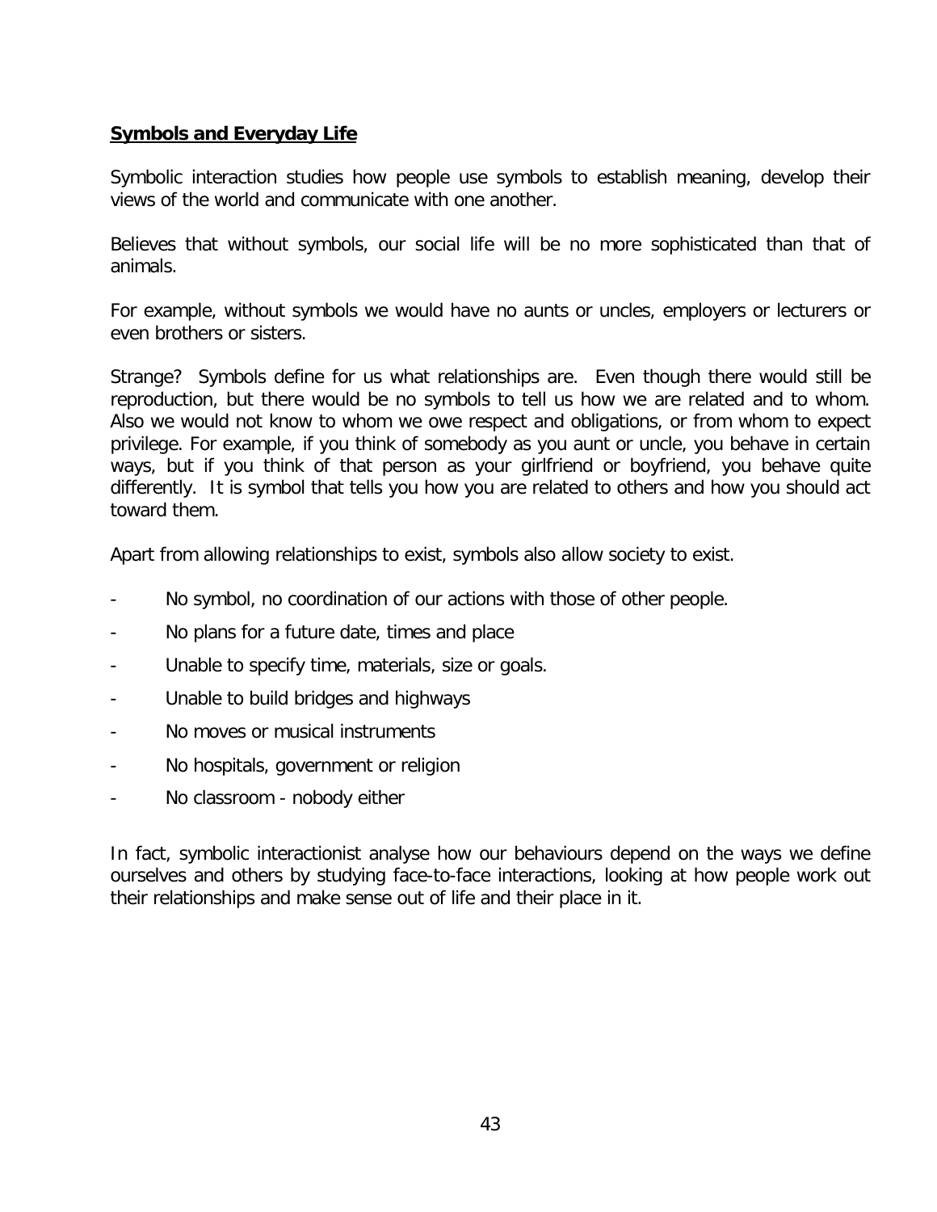## **Symbols and Everyday Life**

Symbolic interaction studies how people use symbols to establish meaning, develop their views of the world and communicate with one another.

Believes that without symbols, our social life will be no more sophisticated than that of animals.

For example, without symbols we would have no aunts or uncles, employers or lecturers or even brothers or sisters.

Strange? Symbols define for us what relationships are. Even though there would still be reproduction, but there would be no symbols to tell us how we are related and to whom. Also we would not know to whom we owe respect and obligations, or from whom to expect privilege. For example, if you think of somebody as you aunt or uncle, you behave in certain ways, but if you think of that person as your girlfriend or boyfriend, you behave quite differently. It is symbol that tells you how you are related to others and how you should act toward them.

Apart from allowing relationships to exist, symbols also allow society to exist.

- No symbol, no coordination of our actions with those of other people.
- No plans for a future date, times and place
- Unable to specify time, materials, size or goals.
- Unable to build bridges and highways
- No moves or musical instruments
- No hospitals, government or religion
- No classroom - nobody either

In fact, symbolic interactionist analyse how our behaviours depend on the ways we define ourselves and others by studying face-to-face interactions, looking at how people work out their relationships and make sense out of life and their place in it.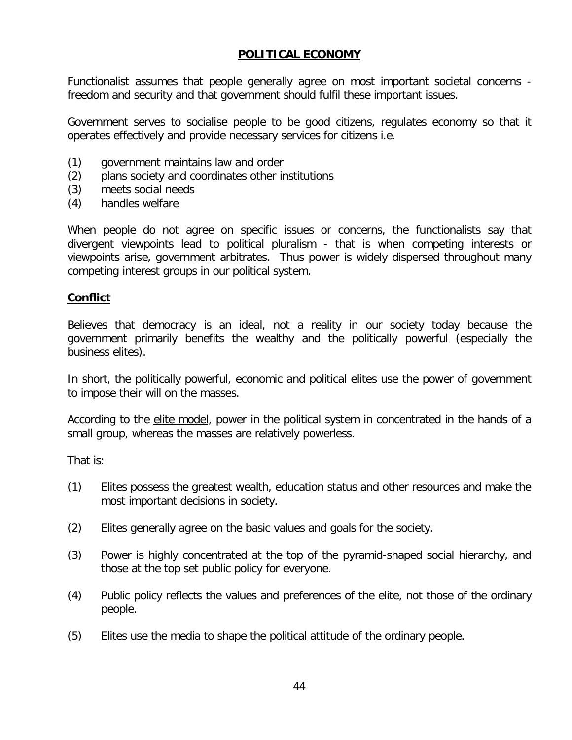## **POLITICAL ECONOMY**

Functionalist assumes that people generally agree on most important societal concerns - freedom and security and that government should fulfil these important issues.

Government serves to socialise people to be good citizens, regulates economy so that it operates effectively and provide necessary services for citizens i.e.

(1) government maintains law and order
(2) plans society and coordinates other institutions
(3) meets social needs
(4) handles welfare

When people do not agree on specific issues or concerns, the functionalists say that divergent viewpoints lead to political pluralism - that is when competing interests or viewpoints arise, government arbitrates. Thus power is widely dispersed throughout many competing interest groups in our political system.

### **Conflict**

Believes that democracy is an ideal, not a reality in our society today because the government primarily benefits the wealthy and the politically powerful (especially the business elites).

In short, the politically powerful, economic and political elites use the power of government to impose their will on the masses.

According to the elite model, power in the political system in concentrated in the hands of a small group, whereas the masses are relatively powerless.

That is:

(1) Elites possess the greatest wealth, education status and other resources and make the most important decisions in society.

(2) Elites generally agree on the basic values and goals for the society.

(3) Power is highly concentrated at the top of the pyramid-shaped social hierarchy, and those at the top set public policy for everyone.

(4) Public policy reflects the values and preferences of the elite, not those of the ordinary people.

(5) Elites use the media to shape the political attitude of the ordinary people.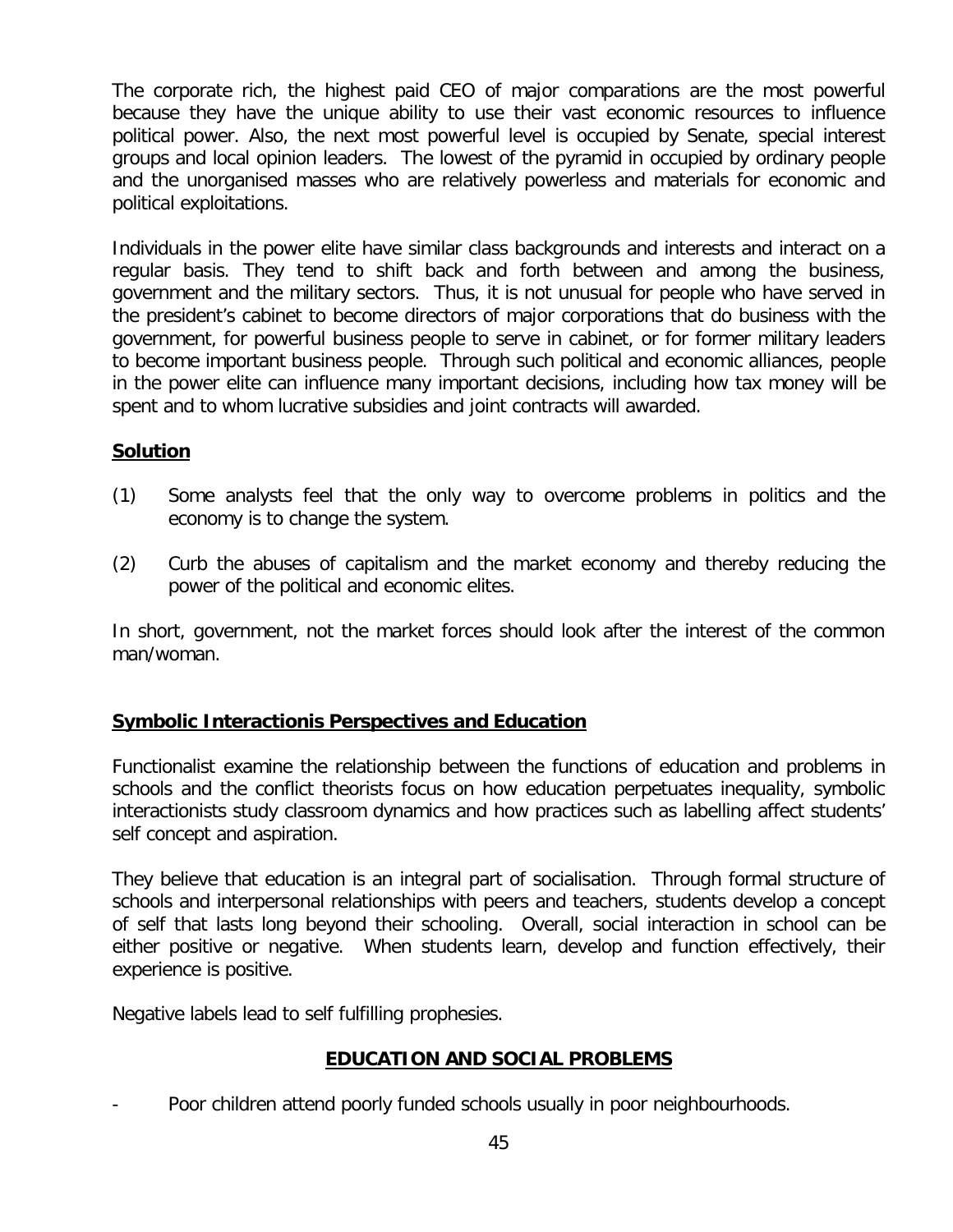The corporate rich, the highest paid CEO of major comparations are the most powerful because they have the unique ability to use their vast economic resources to influence political power. Also, the next most powerful level is occupied by Senate, special interest groups and local opinion leaders. The lowest of the pyramid in occupied by ordinary people and the unorganised masses who are relatively powerless and materials for economic and political exploitations.

Individuals in the power elite have similar class backgrounds and interests and interact on a regular basis. They tend to shift back and forth between and among the business, government and the military sectors. Thus, it is not unusual for people who have served in the president's cabinet to become directors of major corporations that do business with the government, for powerful business people to serve in cabinet, or for former military leaders to become important business people. Through such political and economic alliances, people in the power elite can influence many important decisions, including how tax money will be spent and to whom lucrative subsidies and joint contracts will awarded.

**Solution**

(1) Some analysts feel that the only way to overcome problems in politics and the economy is to change the system.

(2) Curb the abuses of capitalism and the market economy and thereby reducing the power of the political and economic elites.

In short, government, not the market forces should look after the interest of the common man/woman.

**Symbolic Interactionis Perspectives and Education**

Functionalist examine the relationship between the functions of education and problems in schools and the conflict theorists focus on how education perpetuates inequality, symbolic interactionists study classroom dynamics and how practices such as labelling affect students' self concept and aspiration.

They believe that education is an integral part of socialisation. Through formal structure of schools and interpersonal relationships with peers and teachers, students develop a concept of self that lasts long beyond their schooling. Overall, social interaction in school can be either positive or negative. When students learn, develop and function effectively, their experience is positive.

Negative labels lead to self fulfilling prophesies.

## EDUCATION AND SOCIAL PROBLEMS

- Poor children attend poorly funded schools usually in poor neighbourhoods.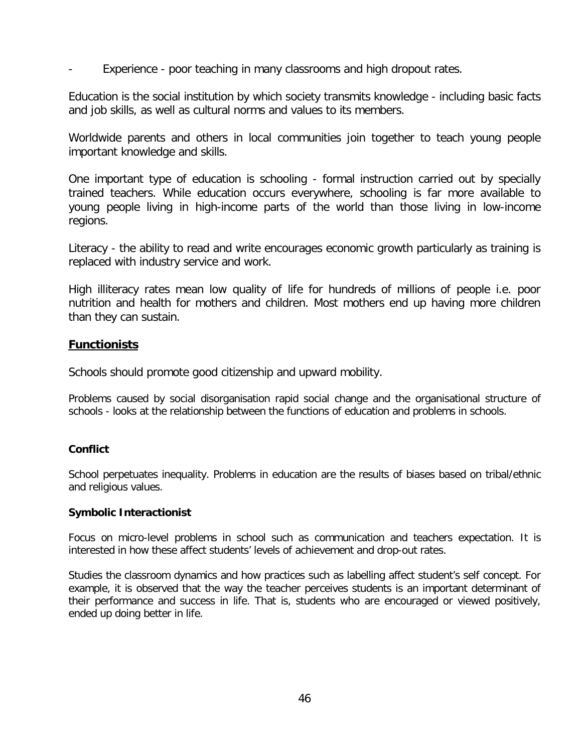- Experience - poor teaching in many classrooms and high dropout rates.

Education is the social institution by which society transmits knowledge - including basic facts and job skills, as well as cultural norms and values to its members.

Worldwide parents and others in local communities join together to teach young people important knowledge and skills.

One important type of education is schooling - formal instruction carried out by specially trained teachers. While education occurs everywhere, schooling is far more available to young people living in high-income parts of the world than those living in low-income regions.

Literacy - the ability to read and write encourages economic growth particularly as training is replaced with industry service and work.

High illiteracy rates mean low quality of life for hundreds of millions of people i.e. poor nutrition and health for mothers and children. Most mothers end up having more children than they can sustain.

## **Functionists**

Schools should promote good citizenship and upward mobility.

Problems caused by social disorganisation rapid social change and the organisational structure of schools - looks at the relationship between the functions of education and problems in schools.

### **Conflict**

School perpetuates inequality. Problems in education are the results of biases based on tribal/ethnic and religious values.

### **Symbolic Interactionist**

Focus on micro-level problems in school such as communication and teachers expectation. It is interested in how these affect students' levels of achievement and drop-out rates.

Studies the classroom dynamics and how practices such as labelling affect student's self concept. For example, it is observed that the way the teacher perceives students is an important determinant of their performance and success in life. That is, students who are encouraged or viewed positively, ended up doing better in life.